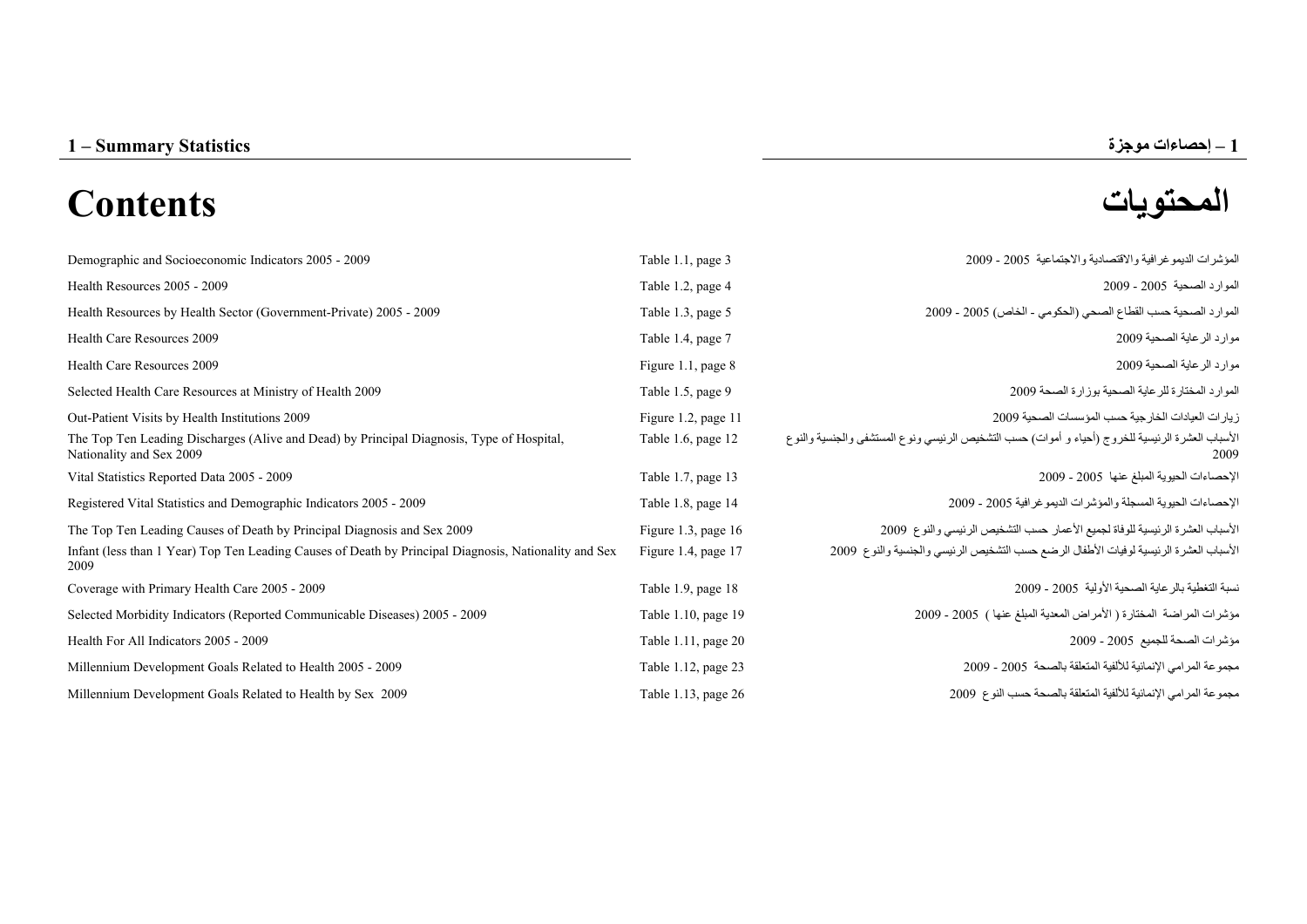## 1 – Summary Statistics

## 1 – إحصاءات موجزة

# Contents

# المحتويات

| | | |
|---|---|---|
| Demographic and Socioeconomic Indicators 2005 - 2009 | Table 1.1, page 3 | المؤشرات الديموغرافية والاقتصادية والاجتماعية 2005 - 2009 |
| Health Resources 2005 - 2009 | Table 1.2, page 4 | الموارد الصحية 2005 - 2009 |
| Health Resources by Health Sector (Government-Private) 2005 - 2009 | Table 1.3, page 5 | الموارد الصحية حسب القطاع الصحي (الحكومي - الخاص) 2005 - 2009 |
| Health Care Resources 2009 | Table 1.4, page 7 | موارد الرعاية الصحية 2009 |
| Health Care Resources 2009 | Figure 1.1, page 8 | موارد الرعاية الصحية 2009 |
| Selected Health Care Resources at Ministry of Health 2009 | Table 1.5, page 9 | الموارد المختارة للرعاية الصحية بوزارة الصحة 2009 |
| Out-Patient Visits by Health Institutions 2009 | Figure 1.2, page 11 | زيارات العيادات الخارجية حسب المؤسسات الصحية 2009 |
| The Top Ten Leading Discharges (Alive and Dead) by Principal Diagnosis, Type of Hospital, Nationality and Sex 2009 | Table 1.6, page 12 | الأسباب العشرة الرئيسية للخروج (أحياء و أموات) حسب التشخيص الرئيسي ونوع المستشفى والجنسية والنوع 2009 |
| Vital Statistics Reported Data 2005 - 2009 | Table 1.7, page 13 | الإحصاءات الحيوية المبلغ عنها 2005 - 2009 |
| Registered Vital Statistics and Demographic Indicators 2005 - 2009 | Table 1.8, page 14 | الإحصاءات الحيوية المسجلة والمؤشرات الديموغرافية 2005 - 2009 |
| The Top Ten Leading Causes of Death by Principal Diagnosis and Sex 2009 | Figure 1.3, page 16 | الأسباب العشرة الرئيسية للوفاة لجميع الأعمار حسب التشخيص الرئيسي والنوع 2009 |
| Infant (less than 1 Year) Top Ten Leading Causes of Death by Principal Diagnosis, Nationality and Sex 2009 | Figure 1.4, page 17 | الأسباب العشرة الرئيسية لوفيات الأطفال الرضع حسب التشخيص الرئيسي والجنسية والنوع 2009 |
| Coverage with Primary Health Care 2005 - 2009 | Table 1.9, page 18 | نسبة التغطية بالرعاية الصحية الأولية 2005 - 2009 |
| Selected Morbidity Indicators (Reported Communicable Diseases) 2005 - 2009 | Table 1.10, page 19 | مؤشرات المراضة المختارة ( الأمراض المعدية المبلغ عنها ) 2005 - 2009 |
| Health For All Indicators 2005 - 2009 | Table 1.11, page 20 | مؤشرات الصحة للجميع 2005 - 2009 |
| Millennium Development Goals Related to Health 2005 - 2009 | Table 1.12, page 23 | مجموعة المرامي الإنمائية للألفية المتعلقة بالصحة 2005 - 2009 |
| Millennium Development Goals Related to Health by Sex 2009 | Table 1.13, page 26 | مجموعة المرامي الإنمائية للألفية المتعلقة بالصحة حسب النوع 2009 |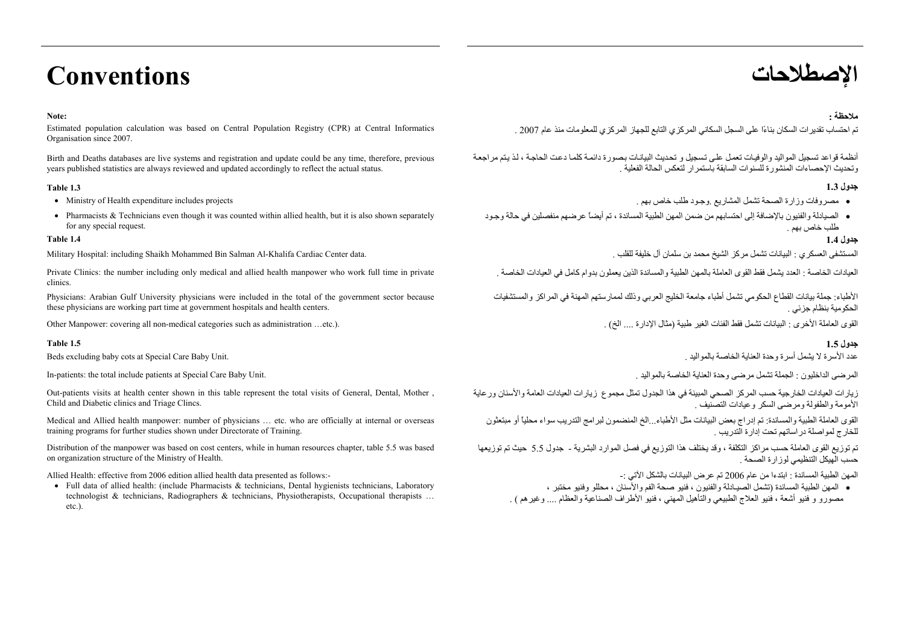# Conventions

**Note:**

Estimated population calculation was based on Central Population Registry (CPR) at Central Informatics Organisation since 2007.

Birth and Deaths databases are live systems and registration and update could be any time, therefore, previous years published statistics are always reviewed and updated accordingly to reflect the actual status.

**Table 1.3**

- Ministry of Health expenditure includes projects
- Pharmacists & Technicians even though it was counted within allied health, but it is also shown separately for any special request.

**Table 1.4**

Military Hospital: including Shaikh Mohammed Bin Salman Al-Khalifa Cardiac Center data.

Private Clinics: the number including only medical and allied health manpower who work full time in private clinics.

Physicians: Arabian Gulf University physicians were included in the total of the government sector because these physicians are working part time at government hospitals and health centers.

Other Manpower: covering all non-medical categories such as administration …etc.).

**Table 1.5**

Beds excluding baby cots at Special Care Baby Unit.

In-patients: the total include patients at Special Care Baby Unit.

Out-patients visits at health center shown in this table represent the total visits of General, Dental, Mother , Child and Diabetic clinics and Triage Clincs.

Medical and Allied health manpower: number of physicians … etc. who are officially at internal or overseas training programs for further studies shown under Directorate of Training.

Distribution of the manpower was based on cost centers, while in human resources chapter, table 5.5 was based on organization structure of the Ministry of Health.

Allied Health: effective from 2006 edition allied health data presented as follows:-

- Full data of allied health: (include Pharmacists & technicians, Dental hygienists technicians, Laboratory technologist & technicians, Radiographers & technicians, Physiotherapists, Occupational therapists … etc.).

# الإصطلاحات

**ملاحظة :**

تم احتساب تقديرات السكان بناءًا على السجل السكاني المركزي التابع للجهاز المركزي للمعلومات منذ عام 2007 .

أنظمة قواعد تسجيل المواليد والوفيات تعمل على تسجيل و تحديث البيانات بصورة دائمة كلما دعت الحاجة ، لذ يتم مراجعة وتحديث الإحصاءات المنشورة للسنوات السابقة باستمرار لتعكس الحالة الفعلية .

**جدول 1.3**

- مصروفات وزارة الصحة تشمل المشاريع .وجود طلب خاص بهم .
- الصيادلة والفنيون بالإضافة إلى احتسابهم من ضمن المهن الطبية المساندة ، تم أيضاً عرضهم منفصلين في حالة وجود طلب خاص بهم .

**جدول 1.4**

المستشفى العسكري : البيانات تشمل مركز الشيخ محمد بن سلمان آل خليفة للقلب .

العيادات الخاصة : العدد يشمل فقط القوى العاملة بالمهن الطبية والمساندة الذين يعملون بدوام كامل في العيادات الخاصة .

الأطباء: جملة بيانات القطاع الحكومي تشمل أطباء جامعة الخليج العربي وذلك لممارستهم المهنة في المراكز والمستشفيات الحكومية بنظام جزئي .

القوى العاملة الأخرى : البيانات تشمل فقط الفئات الغير طبية (مثال الإدارة .... الخ) .

**جدول 1.5**

عدد الأسرة لا يشمل أسرة وحدة العناية الخاصة بالمواليد .

المرضى الداخليون : الجملة تشمل مرضى وحدة العناية الخاصة بالمواليد .

زيارات العيادات الخارجية حسب المركز الصحي المبينة في هذا الجدول تمثل مجموع زيارات العيادات العامة والأسنان ورعاية الأمومة والطفولة ومرضى السكر وعيادات التصنيف .

القوى العاملة الطبية والمساندة: تم إدراج بعض البيانات مثل الأطباء...الخ المنضمون لبرامج التدريب سواء محلياً أو مبتعثون للخارج لمواصلة دراساتهم تحت إدارة التدريب .

تم توزيع القوى العاملة حسب مراكز التكلفة ، وقد يختلف هذا التوزيع في فصل الموارد البشرية - جدول 5.5 حيث تم توزيعها حسب الهيكل التنظيمي لوزارة الصحة .

المهن الطبية المساندة : ابتدءا من عام 2006 تم عرض البيانات بالشكل الآتي :-

- المهن الطبية المساندة (تشمل الصيادلة والفنيون ، فنيو صحة الفم والأسنان ، محللو وفنيو مختبر ، مصورو و فنيو أشعة ، فنيو العلاج الطبيعي والتأهيل المهني ، فنيو الأطراف الصناعية والعظام .... وغيرهم ) .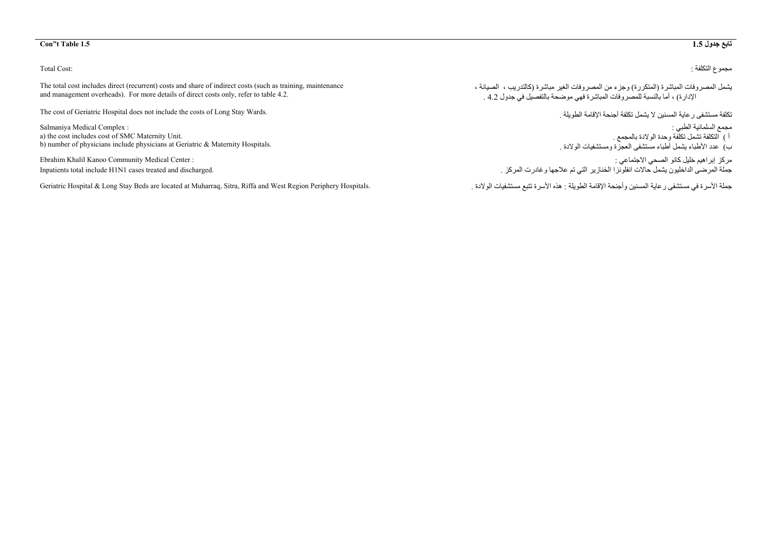**Con"t Table 1.5** **تابع جدول 1.5**

Total Cost:

مجموع التكلفة :

The total cost includes direct (recurrent) costs and share of indirect costs (such as training, maintenance and management overheads). For more details of direct costs only, refer to table 4.2.

يشمل المصروفات المباشرة (المتكررة) وجزء من المصروفات الغير مباشرة (كالتدريب ، الصيانة ، الإدارة) ، أما بالنسبة للمصروفات المباشرة فهي موضحة بالتفصيل في جدول 4.2 .

The cost of Geriatric Hospital does not include the costs of Long Stay Wards.

تكلفة مستشفى رعاية المسنين لا يشمل تكلفة أجنحة الإقامة الطويلة .

Salmaniya Medical Complex :
a) the cost includes cost of SMC Maternity Unit.
b) number of physicians include physicians at Geriatric & Maternity Hospitals.

مجمع السلمانية الطبي :
أ ) التكلفة تشمل تكلفة وحدة الولادة بالمجمع .
ب) عدد الأطباء يشمل أطباء مستشفى العجزة ومستشفيات الولادة .

Ebrahim Khalil Kanoo Community Medical Center :
Inpatients total include H1N1 cases treated and discharged.

مركز إبراهيم خليل كانو الصحي الاجتماعي :
جملة المرضى الداخليون يشمل حالات انفلونزا الخنازير التي تم علاجها وغادرت المركز .

Geriatric Hospital & Long Stay Beds are located at Muharraq, Sitra, Riffa and West Region Periphery Hospitals.

جملة الأسرة في مستشفى رعاية المسنين وأجنحة الإقامة الطويلة : هذه الأسرة تتبع مستشفيات الولادة .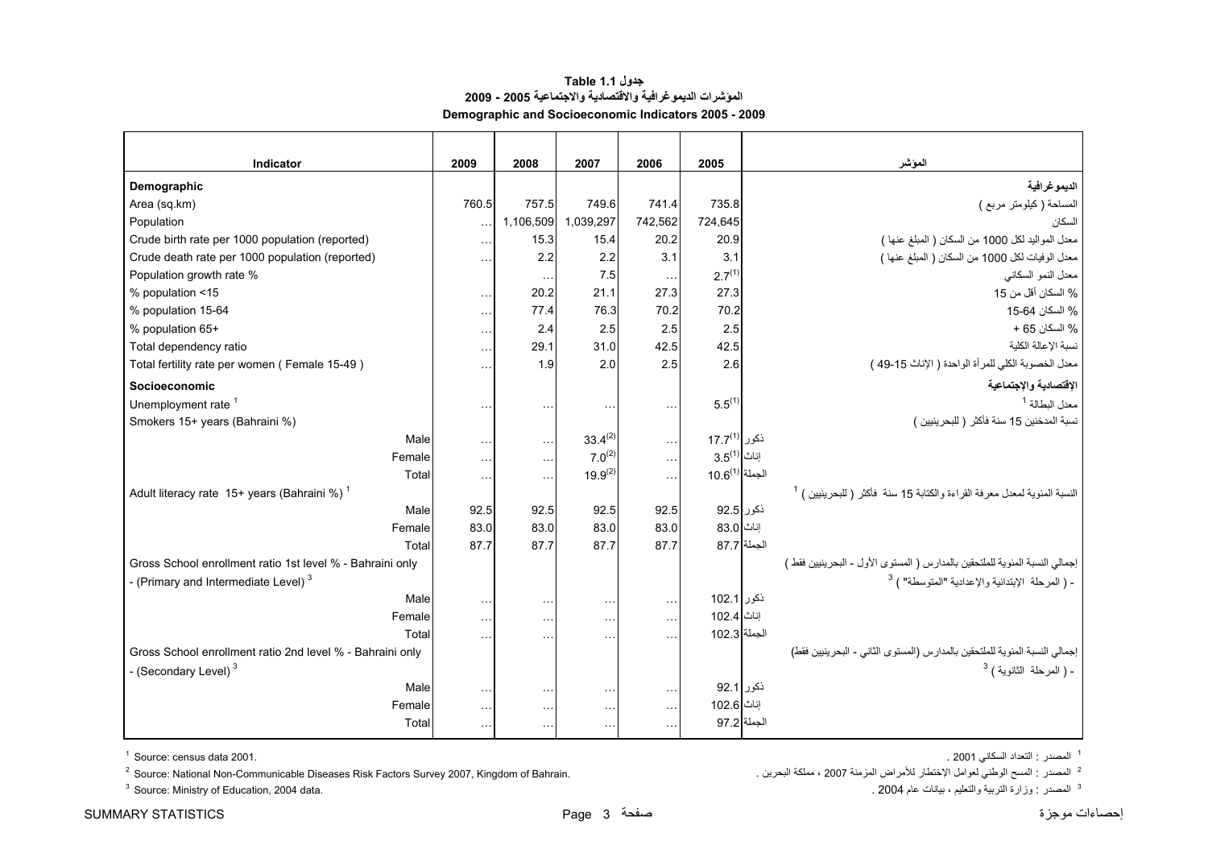**جدول Table 1.1**

**المؤشرات الديموغرافية والاقتصادية والاجتماعية 2005 - 2009**

**Demographic and Socioeconomic Indicators 2005 - 2009**

| Indicator | 2009 | 2008 | 2007 | 2006 | 2005 | | المؤشر |
|---|---|---|---|---|---|---|---|
| **Demographic** | | | | | | | **الديموغرافية** |
| Area (sq.km) | 760.5 | 757.5 | 749.6 | 741.4 | 735.8 | | المساحة ( كيلومتر مربع ) |
| Population | ... | 1,106,509 | 1,039,297 | 742,562 | 724,645 | | السكان |
| Crude birth rate per 1000 population (reported) | ... | 15.3 | 15.4 | 20.2 | 20.9 | | معدل المواليد لكل 1000 من السكان ( المبلغ عنها ) |
| Crude death rate per 1000 population (reported) | ... | 2.2 | 2.2 | 3.1 | 3.1 | | معدل الوفيات لكل 1000 من السكان ( المبلغ عنها ) |
| Population growth rate % | | ... | 7.5 | ... | 2.7(1) | | معدل النمو السكاني |
| % population <15 | ... | 20.2 | 21.1 | 27.3 | 27.3 | | % السكان أقل من 15 |
| % population 15-64 | ... | 77.4 | 76.3 | 70.2 | 70.2 | | % السكان 15-64 |
| % population 65+ | ... | 2.4 | 2.5 | 2.5 | 2.5 | | % السكان 65 + |
| Total dependency ratio | ... | 29.1 | 31.0 | 42.5 | 42.5 | | نسبة الإعالة الكلية |
| Total fertility rate per women ( Female 15-49 ) | ... | 1.9 | 2.0 | 2.5 | 2.6 | | معدل الخصوبة الكلي للمرأة الواحدة ( الإناث 15-49 ) |
| **Socioeconomic** | | | | | | | **الاقتصادية والاجتماعية** |
| Unemployment rate [1] | ... | ... | ... | ... | 5.5(1) | | معدل البطالة [1] |
| Smokers 15+ years (Bahraini %) | | | | | | | نسبة المدخنين 15 سنة فأكثر ( للبحرينيين ) |
| Male | ... | ... | 33.4(2) | ... | 17.7(1) | ذكور | |
| Female | ... | ... | 7.0(2) | ... | 3.5(1) | إناث | |
| Total | ... | ... | 19.9(2) | ... | 10.6(1) | الجملة | |
| Adult literacy rate 15+ years (Bahraini %) [1] | | | | | | | النسبة المئوية لمعدل معرفة القراءة والكتابة 15 سنة فأكثر ( للبحرينيين ) [1] |
| Male | 92.5 | 92.5 | 92.5 | 92.5 | 92.5 | ذكور | |
| Female | 83.0 | 83.0 | 83.0 | 83.0 | 83.0 | إناث | |
| Total | 87.7 | 87.7 | 87.7 | 87.7 | 87.7 | الجملة | |
| Gross School enrollment ratio 1st level % - Bahraini only | | | | | | | إجمالي النسبة المئوية للملتحقين بالمدارس ( المستوى الأول - البحرينيين فقط ) |
| - (Primary and Intermediate Level) [3] | | | | | | | - ( المرحلة الإبتدائية والإعدادية "المتوسطة" ) [3] |
| Male | ... | ... | ... | ... | 102.1 | ذكور | |
| Female | ... | ... | ... | ... | 102.4 | إناث | |
| Total | ... | ... | ... | ... | 102.3 | الجملة | |
| Gross School enrollment ratio 2nd level % - Bahraini only | | | | | | | إجمالي النسبة المئوية للملتحقين بالمدارس (المستوى الثاني - البحرينيين فقط) |
| - (Secondary Level) [3] | | | | | | | - ( المرحلة الثانوية ) [3] |
| Male | ... | ... | ... | ... | 92.1 | ذكور | |
| Female | ... | ... | ... | ... | 102.6 | إناث | |
| Total | ... | ... | ... | ... | 97.2 | الجملة | |

[1] Source: census data 2001.

[2] Source: National Non-Communicable Diseases Risk Factors Survey 2007, Kingdom of Bahrain.

[3] Source: Ministry of Education, 2004 data.

[1] المصدر : التعداد السكاني 2001 .

[2] المصدر : المسح الوطني لعوامل الإختطار للأمراض المزمنة 2007 ، مملكة البحرين .

[3] المصدر : وزارة التربية والتعليم ، بيانات عام 2004 .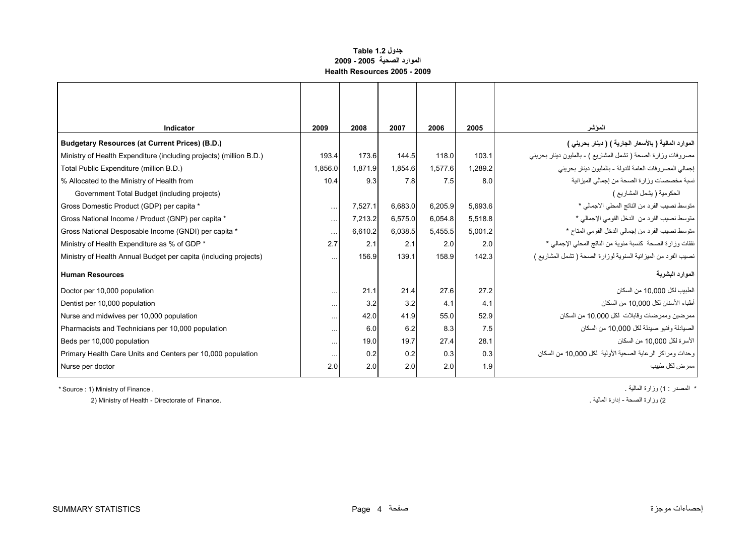**جدول Table 1.2**

**الموارد الصحية 2005 - 2009**

**Health Resources 2005 - 2009**

| Indicator | 2009 | 2008 | 2007 | 2006 | 2005 | المؤشر |
|---|---|---|---|---|---|---|
| **Budgetary Resources (at Current Prices) (B.D.)** | | | | | | **الموارد المالية ( بالأسعار الجارية ) ( دينار بحريني )** |
| Ministry of Health Expenditure (including projects) (million B.D.) | 193.4 | 173.6 | 144.5 | 118.0 | 103.1 | مصروفات وزارة الصحة ( تشمل المشاريع ) - بالمليون دينار بحريني |
| Total Public Expenditure (million B.D.) | 1,856.0 | 1,871.9 | 1,854.6 | 1,577.6 | 1,289.2 | إجمالي المصروفات العامة للدولة - بالمليون دينار بحريني |
| % Allocated to the Ministry of Health from Government Total Budget (including projects) | 10.4 | 9.3 | 7.8 | 7.5 | 8.0 | نسبة مخصصات وزارة الصحة من إجمالي الميزانية الحكومية ( يشمل المشاريع ) |
| Gross Domestic Product (GDP) per capita * | ... | 7,527.1 | 6,683.0 | 6,205.9 | 5,693.6 | متوسط نصيب الفرد من الناتج المحلي الاجمالي * |
| Gross National Income / Product (GNP) per capita * | ... | 7,213.2 | 6,575.0 | 6,054.8 | 5,518.8 | متوسط نصيب الفرد من الدخل القومي الإجمالي * |
| Gross National Desposable Income (GNDI) per capita * | ... | 6,610.2 | 6,038.5 | 5,455.5 | 5,001.2 | متوسط نصيب الفرد من إجمالي الدخل القومي المتاح * |
| Ministry of Health Expenditure as % of GDP * | 2.7 | 2.1 | 2.1 | 2.0 | 2.0 | نفقات وزارة الصحة كنسبة مئوية من الناتج المحلي الإجمالي * |
| Ministry of Health Annual Budget per capita (including projects) | ... | 156.9 | 139.1 | 158.9 | 142.3 | نصيب الفرد من الميزانية السنوية لوزارة الصحة ( تشمل المشاريع ) |
| **Human Resources** | | | | | | **الموارد البشرية** |
| Doctor per 10,000 population | ... | 21.1 | 21.4 | 27.6 | 27.2 | الطبيب لكل 10,000 من السكان |
| Dentist per 10,000 population | ... | 3.2 | 3.2 | 4.1 | 4.1 | أطباء الأسنان لكل 10,000 من السكان |
| Nurse and midwives per 10,000 population | ... | 42.0 | 41.9 | 55.0 | 52.9 | ممرضين وممرضات وقابلات لكل 10,000 من السكان |
| Pharmacists and Technicians per 10,000 population | ... | 6.0 | 6.2 | 8.3 | 7.5 | الصيادلة وفنيو صيدلة لكل 10,000 من السكان |
| Beds per 10,000 population | ... | 19.0 | 19.7 | 27.4 | 28.1 | الأسرة لكل 10,000 من السكان |
| Primary Health Care Units and Centers per 10,000 population | ... | 0.2 | 0.2 | 0.3 | 0.3 | وحدات ومراكز الرعاية الصحية الأولية لكل 10,000 من السكان |
| Nurse per doctor | 2.0 | 2.0 | 2.0 | 2.0 | 1.9 | ممرض لكل طبيب |

* Source : 1) Ministry of Finance .

2) Ministry of Health - Directorate of Finance.

* المصدر : 1) وزارة المالية .

2) وزارة الصحة - إدارة المالية .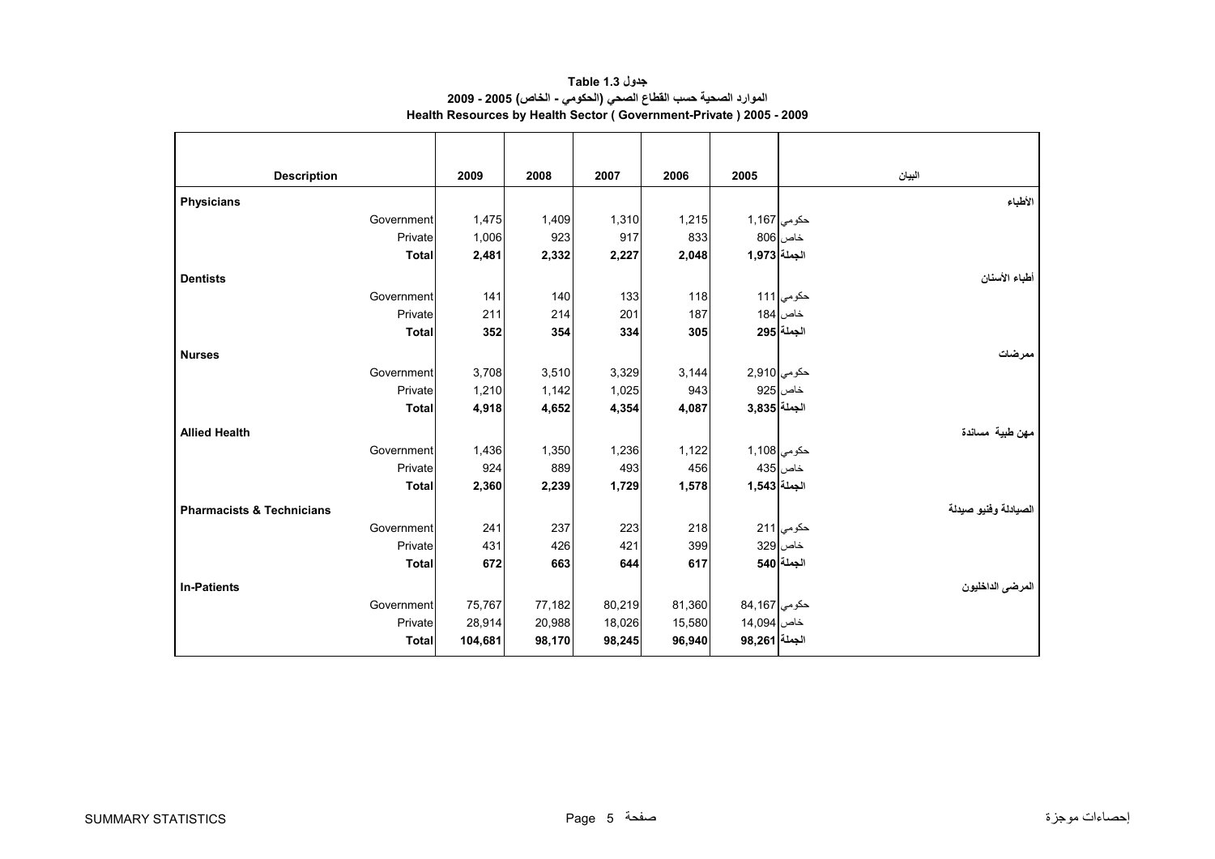**جدول 1.3 Table**

**الموارد الصحية حسب القطاع الصحي (الحكومي - الخاص) 2005 - 2009**

**Health Resources by Health Sector ( Government-Private ) 2005 - 2009**

| Description | | 2009 | 2008 | 2007 | 2006 | 2005 | | البيان |
|---|---|---|---|---|---|---|---|---|
| **Physicians** | | | | | | | | **الأطباء** |
| | Government | 1,475 | 1,409 | 1,310 | 1,215 | 1,167 | حكومي | |
| | Private | 1,006 | 923 | 917 | 833 | 806 | خاص | |
| | **Total** | **2,481** | **2,332** | **2,227** | **2,048** | **1,973** | **الجملة** | |
| **Dentists** | | | | | | | | **أطباء الأسنان** |
| | Government | 141 | 140 | 133 | 118 | 111 | حكومي | |
| | Private | 211 | 214 | 201 | 187 | 184 | خاص | |
| | **Total** | **352** | **354** | **334** | **305** | **295** | **الجملة** | |
| **Nurses** | | | | | | | | **ممرضات** |
| | Government | 3,708 | 3,510 | 3,329 | 3,144 | 2,910 | حكومي | |
| | Private | 1,210 | 1,142 | 1,025 | 943 | 925 | خاص | |
| | **Total** | **4,918** | **4,652** | **4,354** | **4,087** | **3,835** | **الجملة** | |
| **Allied Health** | | | | | | | | **مهن طبية مساندة** |
| | Government | 1,436 | 1,350 | 1,236 | 1,122 | 1,108 | حكومي | |
| | Private | 924 | 889 | 493 | 456 | 435 | خاص | |
| | **Total** | **2,360** | **2,239** | **1,729** | **1,578** | **1,543** | **الجملة** | |
| **Pharmacists & Technicians** | | | | | | | | **الصيادلة وفنيو صيدلة** |
| | Government | 241 | 237 | 223 | 218 | 211 | حكومي | |
| | Private | 431 | 426 | 421 | 399 | 329 | خاص | |
| | **Total** | **672** | **663** | **644** | **617** | **540** | **الجملة** | |
| **In-Patients** | | | | | | | | **المرضى الداخليون** |
| | Government | 75,767 | 77,182 | 80,219 | 81,360 | 84,167 | حكومي | |
| | Private | 28,914 | 20,988 | 18,026 | 15,580 | 14,094 | خاص | |
| | **Total** | **104,681** | **98,170** | **98,245** | **96,940** | **98,261** | **الجملة** | |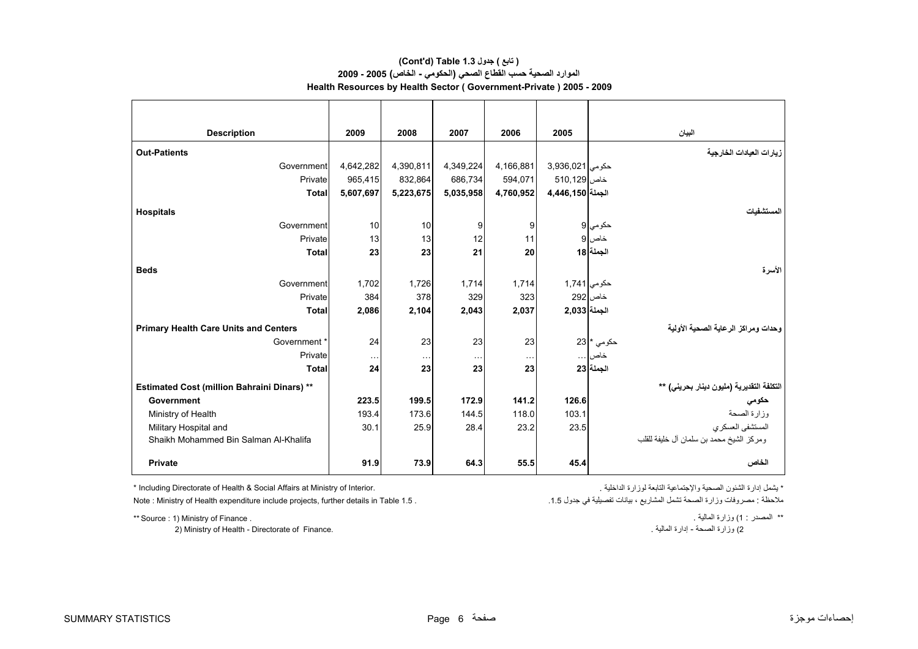**(Cont'd) Table 1.3 جدول ( تابع )**

**الموارد الصحية حسب القطاع الصحي (الحكومي - الخاص) 2005 - 2009**

**Health Resources by Health Sector ( Government-Private ) 2005 - 2009**

| Description | 2009 | 2008 | 2007 | 2006 | 2005 | البيان |
|---|---|---|---|---|---|---|
| **Out-Patients** | | | | | | **زيارات العيادات الخارجية** |
| Government | 4,642,282 | 4,390,811 | 4,349,224 | 4,166,881 | 3,936,021 | حكومي |
| Private | 965,415 | 832,864 | 686,734 | 594,071 | 510,129 | خاص |
| **Total** | **5,607,697** | **5,223,675** | **5,035,958** | **4,760,952** | **4,446,150** | **الجملة** |
| **Hospitals** | | | | | | **المستشفيات** |
| Government | 10 | 10 | 9 | 9 | 9 | حكومي |
| Private | 13 | 13 | 12 | 11 | 9 | خاص |
| **Total** | **23** | **23** | **21** | **20** | **18** | **الجملة** |
| **Beds** | | | | | | **الأسرة** |
| Government | 1,702 | 1,726 | 1,714 | 1,714 | 1,741 | حكومي |
| Private | 384 | 378 | 329 | 323 | 292 | خاص |
| **Total** | **2,086** | **2,104** | **2,043** | **2,037** | **2,033** | **الجملة** |
| **Primary Health Care Units and Centers** | | | | | | **وحدات ومراكز الرعاية الصحية الأولية** |
| Government * | 24 | 23 | 23 | 23 | 23 | حكومي * |
| Private | ... | ... | ... | ... | ... | خاص |
| **Total** | **24** | **23** | **23** | **23** | **23** | **الجملة** |
| **Estimated Cost (million Bahraini Dinars) ** ** | | | | | | **التكلفة التقديرية (مليون دينار بحريني) ** ** |
| **Government** | **223.5** | **199.5** | **172.9** | **141.2** | **126.6** | **حكومي** |
| Ministry of Health | 193.4 | 173.6 | 144.5 | 118.0 | 103.1 | وزارة الصحة |
| Military Hospital and Shaikh Mohammed Bin Salman Al-Khalifa | 30.1 | 25.9 | 28.4 | 23.2 | 23.5 | المستشفى العسكري ومركز الشيخ محمد بن سلمان آل خليفة للقلب |
| **Private** | **91.9** | **73.9** | **64.3** | **55.5** | **45.4** | **الخاص** |

* Including Directorate of Health & Social Affairs at Ministry of Interior.

* يشمل إدارة الشئون الصحية والإجتماعية التابعة لوزارة الداخلية .

Note : Ministry of Health expenditure include projects, further details in Table 1.5 .

ملاحظة : مصروفات وزارة الصحة تشمل المشاريع ، بيانات تفصيلية في جدول 1.5.

** Source : 1) Ministry of Finance .
2) Ministry of Health - Directorate of Finance.

** المصدر : 1) وزارة المالية .
2) وزارة الصحة - إدارة المالية .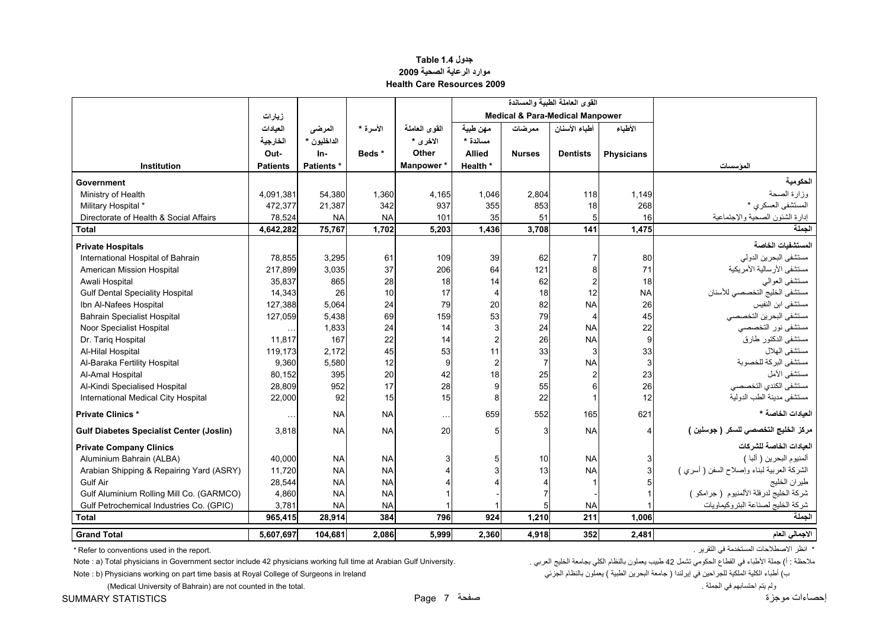**جدول Table 1.4**

**موارد الرعاية الصحية 2009**

**Health Care Resources 2009**

| Institution | زيارات العيادات الخارجية Out-Patients | المرضى الداخليون * In-Patients * | الأسرة * Beds * | القوى العاملة الاخرى * Other Manpower * | القوى العاملة الطبية والمساندة Medical & Para-Medical Manpower | | | | المؤسسات |
|---|---|---|---|---|---|---|---|---|---|
| | | | | | مهن طبية مساندة * Allied Health * | ممرضات Nurses | أطباء الأسنان Dentists | الأطباء Physicians | |
| **Government** | | | | | | | | | **الحكومية** |
| Ministry of Health | 4,091,381 | 54,380 | 1,360 | 4,165 | 1,046 | 2,804 | 118 | 1,149 | وزارة الصحة |
| Military Hospital * | 472,377 | 21,387 | 342 | 937 | 355 | 853 | 18 | 268 | المستشفى العسكري * |
| Directorate of Health & Social Affairs | 78,524 | NA | NA | 101 | 35 | 51 | 5 | 16 | إدارة الشئون الصحية والإجتماعية |
| **Total** | **4,642,282** | **75,767** | **1,702** | **5,203** | **1,436** | **3,708** | **141** | **1,475** | **الجملة** |
| **Private Hospitals** | | | | | | | | | **المستشفيات الخاصة** |
| International Hospital of Bahrain | 78,855 | 3,295 | 61 | 109 | 39 | 62 | 7 | 80 | مستشفى البحرين الدولي |
| American Mission Hospital | 217,899 | 3,035 | 37 | 206 | 64 | 121 | 8 | 71 | مستشفى الأرسالية الأمريكية |
| Awali Hospital | 35,837 | 865 | 28 | 18 | 14 | 62 | 2 | 18 | مستشفى العوالي |
| Gulf Dental Speciality Hospital | 14,343 | 26 | 10 | 17 | 4 | 18 | 12 | NA | مستشفى الخليج التخصصي للأسنان |
| Ibn Al-Nafees Hospital | 127,388 | 5,064 | 24 | 79 | 20 | 82 | NA | 26 | مستشفى ابن النفيس |
| Bahrain Specialist Hospital | 127,059 | 5,438 | 69 | 159 | 53 | 79 | 4 | 45 | مستشفى البحرين التخصصي |
| Noor Specialist Hospital | … | 1,833 | 24 | 14 | 3 | 24 | NA | 22 | مستشفى نور التخصصي |
| Dr. Tariq Hospital | 11,817 | 167 | 22 | 14 | 2 | 26 | NA | 9 | مستشفى الدكتور طارق |
| Al-Hilal Hospital | 119,173 | 2,172 | 45 | 53 | 11 | 33 | 3 | 33 | مستشفى الهلال |
| Al-Baraka Fertility Hospital | 9,360 | 5,580 | 12 | 9 | 2 | 7 | NA | 3 | مستشفى البركة للخصوبة |
| Al-Amal Hospital | 80,152 | 395 | 20 | 42 | 18 | 25 | 2 | 23 | مستشفى الأمل |
| Al-Kindi Specialised Hospital | 28,809 | 952 | 17 | 28 | 9 | 55 | 6 | 26 | مستشفى الكندي التخصصي |
| International Medical City Hospital | 22,000 | 92 | 15 | 15 | 8 | 22 | 1 | 12 | مستشفى مدينة الطب الدولية |
| **Private Clinics *** | … | NA | NA | … | 659 | 552 | 165 | 621 | **العيادات الخاصة *** |
| **Gulf Diabetes Specialist Center (Joslin)** | 3,818 | NA | NA | 20 | 5 | 3 | NA | 4 | **مركز الخليج التخصصي للسكر ( جوسلين )** |
| **Private Company Clinics** | | | | | | | | | **العيادات الخاصة للشركات** |
| Aluminium Bahrain (ALBA) | 40,000 | NA | NA | 3 | 5 | 10 | NA | 3 | ألمنيوم البحرين ( ألبا ) |
| Arabian Shipping & Repairing Yard (ASRY) | 11,720 | NA | NA | 4 | 3 | 13 | NA | 3 | الشركة العربية لبناء وإصلاح السفن ( أسري ) |
| Gulf Air | 28,544 | NA | NA | 4 | 4 | 4 | 1 | 5 | طيران الخليج |
| Gulf Aluminium Rolling Mill Co. (GARMCO) | 4,860 | NA | NA | 1 | - | 7 | - | 1 | شركة الخليج لدرفلة الألمنيوم ( جرامكو ) |
| Gulf Petrochemical Industries Co. (GPIC) | 3,781 | NA | NA | 1 | 1 | 5 | NA | 1 | شركة الخليج لصناعة البتروكيماويات |
| **Total** | **965,415** | **28,914** | **384** | **796** | **924** | **1,210** | **211** | **1,006** | **الجملة** |
| **Grand Total** | **5,607,697** | **104,681** | **2,086** | **5,999** | **2,360** | **4,918** | **352** | **2,481** | **الاجمالي العام** |

* Refer to conventions used in the report.

* انظر الاصطلاحات المستخدمة في التقرير .

Note : a) Total physicians in Government sector include 42 physicians working full time at Arabian Gulf University.

ملاحظة : أ) جملة الأطباء في القطاع الحكومي تشمل 42 طبيب يعملون بالنظام الكلي بجامعة الخليج العربي .

Note : b) Physicians working on part time basis at Royal College of Surgeons in Ireland (Medical University of Bahrain) are not counted in the total.

ب) أطباء الكلية الملكية للجراحين في إيرلندا ( جامعة البحرين الطبية ) يعملون بالنظام الجزئي ولم يتم احتسابهم في الجملة .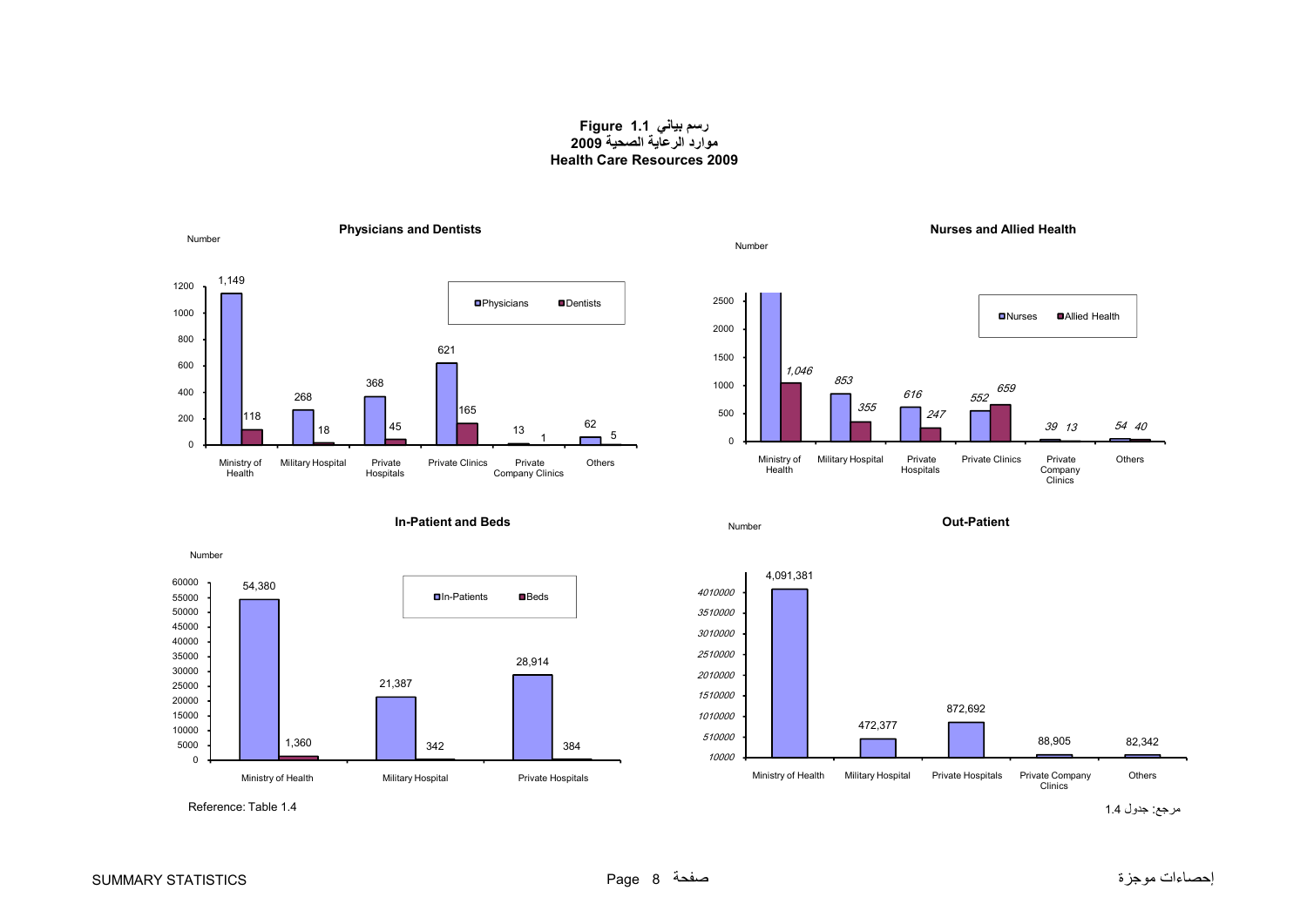**Figure 1.1 رسم بياني**
**موارد الرعاية الصحية 2009**
**Health Care Resources 2009**

### Physicians and Dentists

| | Physicians | Dentists |
|---|---|---|
| Ministry of Health | 1,149 | 118 |
| Military Hospital | 268 | 18 |
| Private Hospitals | 368 | 45 |
| Private Clinics | 621 | 165 |
| Private Company Clinics | 13 | 1 |
| Others | 62 | 5 |

### Nurses and Allied Health

| | Nurses | Allied Health |
|---|---|---|
| Ministry of Health | | 1,046 |
| Military Hospital | 853 | 355 |
| Private Hospitals | 616 | 247 |
| Private Clinics | 552 | 659 |
| Private Company Clinics | 39 | 13 |
| Others | 54 | 40 |

### In-Patient and Beds

| | In-Patients | Beds |
|---|---|---|
| Ministry of Health | 54,380 | 1,360 |
| Military Hospital | 21,387 | 342 |
| Private Hospitals | 28,914 | 384 |

### Out-Patient

| | Out-Patient |
|---|---|
| Ministry of Health | 4,091,381 |
| Military Hospital | 472,377 |
| Private Hospitals | 872,692 |
| Private Company Clinics | 88,905 |
| Others | 82,342 |

Reference: Table 1.4

مرجع: جدول 1.4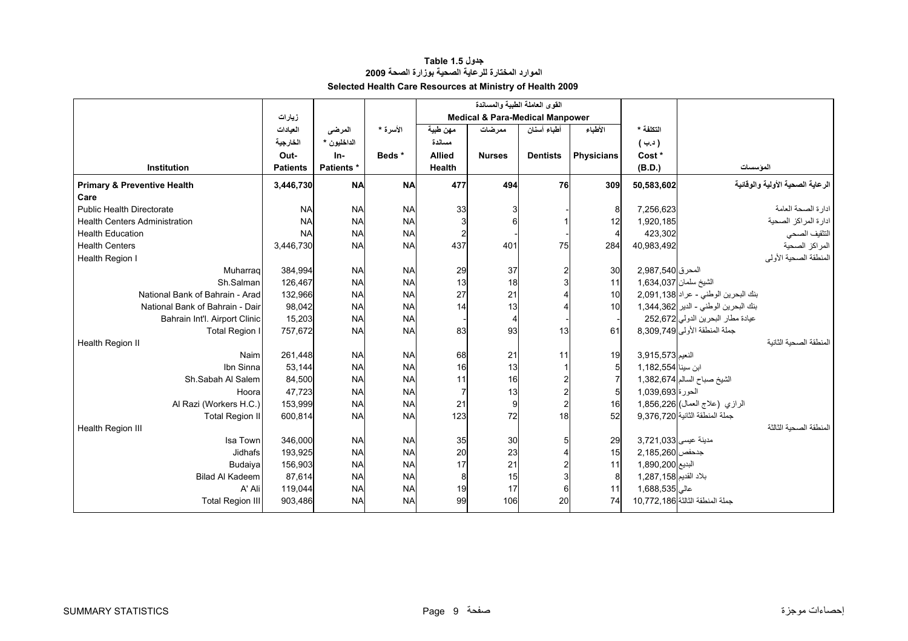# جدول Table 1.5

## الموارد المختارة للرعاية الصحية بوزارة الصحة 2009

## Selected Health Care Resources at Ministry of Health 2009

| Institution | زيارات العيادات الخارجية Out-Patients | المرضى الداخليون * In-Patients * | الأسرة * Beds * | القوى العاملة الطبية والمساندة Medical & Para-Medical Manpower | | | | التكلفة * ( د.ب ) Cost * (B.D.) | المؤسسات |
|---|---|---|---|---|---|---|---|---|---|
| | | | | مهن طبية مساندة Allied Health | ممرضات Nurses | أطباء أسنان Dentists | الأطباء Physicians | | |
| **Primary & Preventive Health Care** | **3,446,730** | **NA** | **NA** | **477** | **494** | **76** | **309** | **50,583,602** | **الرعاية الصحية الأولية والوقائية** |
| Public Health Directorate | NA | NA | NA | 33 | 3 | - | 8 | 7,256,623 | ادارة الصحة العامة |
| Health Centers Administration | NA | NA | NA | 3 | 6 | 1 | 12 | 1,920,185 | ادارة المراكز الصحية |
| Health Education | NA | NA | NA | 2 | - | - | 4 | 423,302 | التثقيف الصحي |
| Health Centers | 3,446,730 | NA | NA | 437 | 401 | 75 | 284 | 40,983,492 | المراكز الصحية |
| Health Region I | | | | | | | | | المنطقة الصحية الأولى |
| Muharraq | 384,994 | NA | NA | 29 | 37 | 2 | 30 | 2,987,540 | المحرق |
| Sh.Salman | 126,467 | NA | NA | 13 | 18 | 3 | 11 | 1,634,037 | الشيخ سلمان |
| National Bank of Bahrain - Arad | 132,966 | NA | NA | 27 | 21 | 4 | 10 | 2,091,138 | بنك البحرين الوطني - عراد |
| National Bank of Bahrain - Dair | 98,042 | NA | NA | 14 | 13 | 4 | 10 | 1,344,362 | بنك البحرين الوطني - الدير |
| Bahrain Int'l. Airport Clinic | 15,203 | NA | NA | - | 4 | - | - | 252,672 | عيادة مطار البحرين الدولي |
| Total Region I | 757,672 | NA | NA | 83 | 93 | 13 | 61 | 8,309,749 | جملة المنطقة الأولى |
| Health Region II | | | | | | | | | المنطقة الصحية الثانية |
| Naim | 261,448 | NA | NA | 68 | 21 | 11 | 19 | 3,915,573 | النعيم |
| Ibn Sinna | 53,144 | NA | NA | 16 | 13 | 1 | 5 | 1,182,554 | ابن سينا |
| Sh.Sabah Al Salem | 84,500 | NA | NA | 11 | 16 | 2 | 7 | 1,382,674 | الشيخ صباح السالم |
| Hoora | 47,723 | NA | NA | 7 | 13 | 2 | 5 | 1,039,693 | الحورة |
| Al Razi (Workers H.C.) | 153,999 | NA | NA | 21 | 9 | 2 | 16 | 1,856,226 | الرازي (علاج العمال) |
| Total Region II | 600,814 | NA | NA | 123 | 72 | 18 | 52 | 9,376,720 | جملة المنطقة الثانية |
| Health Region III | | | | | | | | | المنطقة الصحية الثالثة |
| Isa Town | 346,000 | NA | NA | 35 | 30 | 5 | 29 | 3,721,033 | مدينة عيسى |
| Jidhafs | 193,925 | NA | NA | 20 | 23 | 4 | 15 | 2,185,260 | جدحفص |
| Budaiya | 156,903 | NA | NA | 17 | 21 | 2 | 11 | 1,890,200 | البديع |
| Bilad Al Kadeem | 87,614 | NA | NA | 8 | 15 | 3 | 8 | 1,287,158 | بلاد القديم |
| A' Ali | 119,044 | NA | NA | 19 | 17 | 6 | 11 | 1,688,535 | عالي |
| Total Region III | 903,486 | NA | NA | 99 | 106 | 20 | 74 | 10,772,186 | جملة المنطقة الثالثة |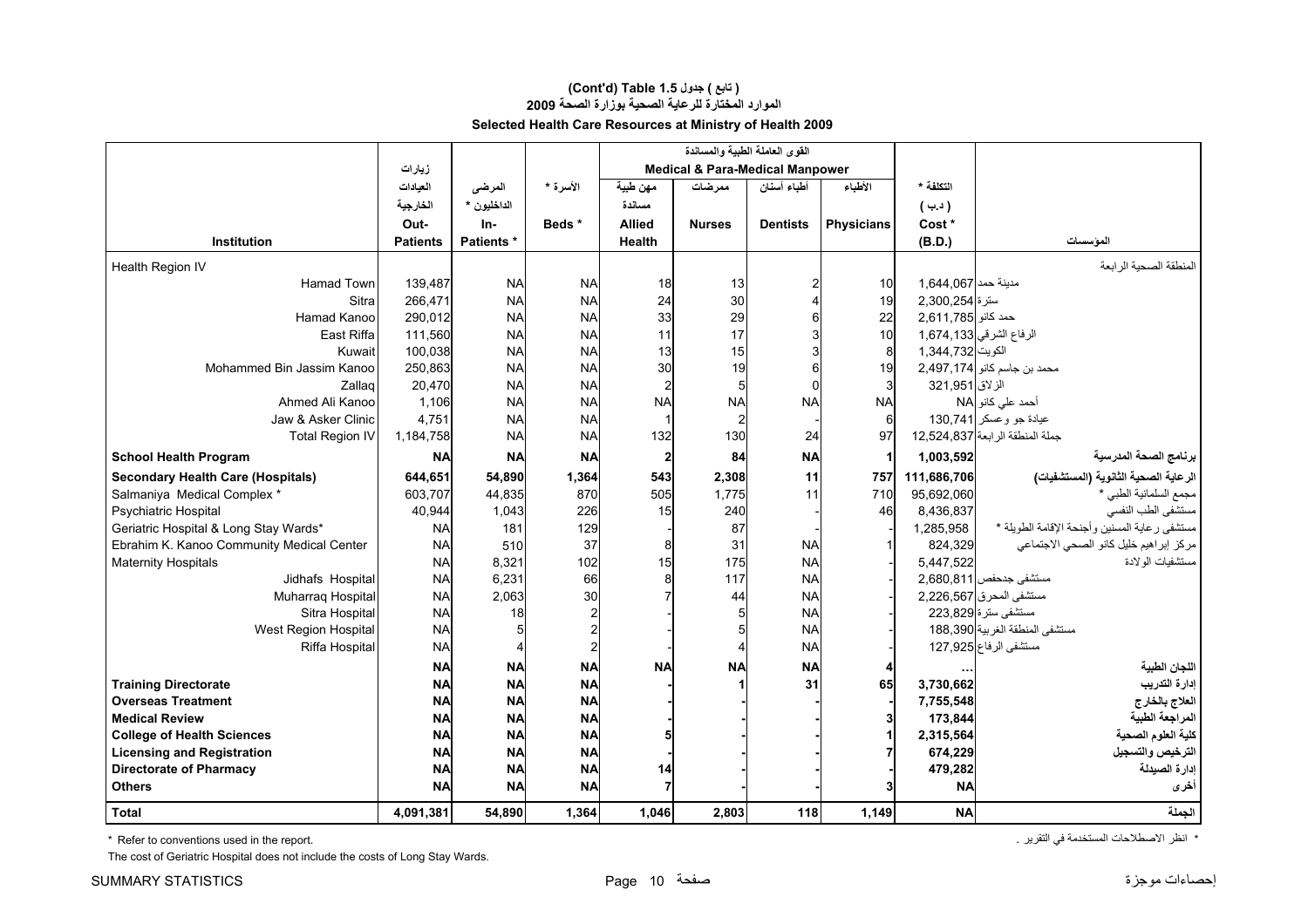# (Cont'd) Table 1.5 ( تابع ) جدول

## الموارد المختارة للرعاية الصحية بوزارة الصحة 2009

## Selected Health Care Resources at Ministry of Health 2009

| Institution | زيارات العيادات الخارجية Out-Patients | المرضى الداخليون * In-Patients * | الأسرة * Beds * | القوى العاملة الطبية والمساندة Medical & Para-Medical Manpower مهن طبية مساندة Allied Health | ممرضات Nurses | أطباء أسنان Dentists | الأطباء Physicians | التكلفة * ( د.ب ) Cost * (B.D.) | المؤسسات |
|---|---|---|---|---|---|---|---|---|---|
| Health Region IV | | | | | | | | | المنطقة الصحية الرابعة |
| Hamad Town | 139,487 | NA | NA | 18 | 13 | 2 | 10 | 1,644,067 | مدينة حمد |
| Sitra | 266,471 | NA | NA | 24 | 30 | 4 | 19 | 2,300,254 | سترة |
| Hamad Kanoo | 290,012 | NA | NA | 33 | 29 | 6 | 22 | 2,611,785 | حمد كانو |
| East Riffa | 111,560 | NA | NA | 11 | 17 | 3 | 10 | 1,674,133 | الرفاع الشرقي |
| Kuwait | 100,038 | NA | NA | 13 | 15 | 3 | 8 | 1,344,732 | الكويت |
| Mohammed Bin Jassim Kanoo | 250,863 | NA | NA | 30 | 19 | 6 | 19 | 2,497,174 | محمد بن جاسم كانو |
| Zallaq | 20,470 | NA | NA | 2 | 5 | 0 | 3 | 321,951 | الزلاق |
| Ahmed Ali Kanoo | 1,106 | NA | NA | NA | NA | NA | NA | NA | أحمد علي كانو |
| Jaw & Asker Clinic | 4,751 | NA | NA | 1 | 2 | - | 6 | 130,741 | عيادة جو وعسكر |
| Total Region IV | 1,184,758 | NA | NA | 132 | 130 | 24 | 97 | 12,524,837 | جملة المنطقة الرابعة |
| **School Health Program** | **NA** | **NA** | **NA** | **2** | **84** | **NA** | **1** | **1,003,592** | **برنامج الصحة المدرسية** |
| **Secondary Health Care (Hospitals)** | **644,651** | **54,890** | **1,364** | **543** | **2,308** | **11** | **757** | **111,686,706** | **الرعاية الصحية الثانوية (المستشفيات)** |
| Salmaniya Medical Complex * | 603,707 | 44,835 | 870 | 505 | 1,775 | 11 | 710 | 95,692,060 | مجمع السلمانية الطبي * |
| Psychiatric Hospital | 40,944 | 1,043 | 226 | 15 | 240 | - | 46 | 8,436,837 | مستشفى الطب النفسي |
| Geriatric Hospital & Long Stay Wards* | NA | 181 | 129 | - | 87 | - | - | 1,285,958 | مستشفى رعاية المسنين وأجنحة الإقامة الطويلة * |
| Ebrahim K. Kanoo Community Medical Center | NA | 510 | 37 | 8 | 31 | NA | 1 | 824,329 | مركز إبراهيم خليل كانو الصحي الاجتماعي |
| Maternity Hospitals | NA | 8,321 | 102 | 15 | 175 | NA | - | 5,447,522 | مستشفيات الولادة |
| Jidhafs Hospital | NA | 6,231 | 66 | 8 | 117 | NA | - | 2,680,811 | مستشفى جدحفص |
| Muharraq Hospital | NA | 2,063 | 30 | 7 | 44 | NA | - | 2,226,567 | مستشفى المحرق |
| Sitra Hospital | NA | 18 | 2 | - | 5 | NA | - | 223,829 | مستشفى سترة |
| West Region Hospital | NA | 5 | 2 | - | 5 | NA | - | 188,390 | مستشفى المنطقة الغربية |
| Riffa Hospital | NA | 4 | 2 | - | 4 | NA | - | 127,925 | مستشفى الرفاع |
| | **NA** | **NA** | **NA** | **NA** | **NA** | **NA** | **4** | **...** | **اللجان الطبية** |
| **Training Directorate** | **NA** | **NA** | **NA** | **-** | **1** | **31** | **65** | **3,730,662** | **إدارة التدريب** |
| **Overseas Treatment** | **NA** | **NA** | **NA** | **-** | **-** | **-** | **-** | **7,755,548** | **العلاج بالخارج** |
| **Medical Review** | **NA** | **NA** | **NA** | **-** | **-** | **-** | **3** | **173,844** | **المراجعة الطبية** |
| **College of Health Sciences** | **NA** | **NA** | **NA** | **5** | **-** | **-** | **1** | **2,315,564** | **كلية العلوم الصحية** |
| **Licensing and Registration** | **NA** | **NA** | **NA** | **-** | **-** | **-** | **7** | **674,229** | **الترخيص والتسجيل** |
| **Directorate of Pharmacy** | **NA** | **NA** | **NA** | **14** | **-** | **-** | **-** | **479,282** | **إدارة الصيدلة** |
| **Others** | **NA** | **NA** | **NA** | **7** | **-** | **-** | **3** | **NA** | **أخرى** |
| **Total** | **4,091,381** | **54,890** | **1,364** | **1,046** | **2,803** | **118** | **1,149** | **NA** | **الجملة** |

* Refer to conventions used in the report.

* انظر الاصطلاحات المستخدمة في التقرير .

The cost of Geriatric Hospital does not include the costs of Long Stay Wards.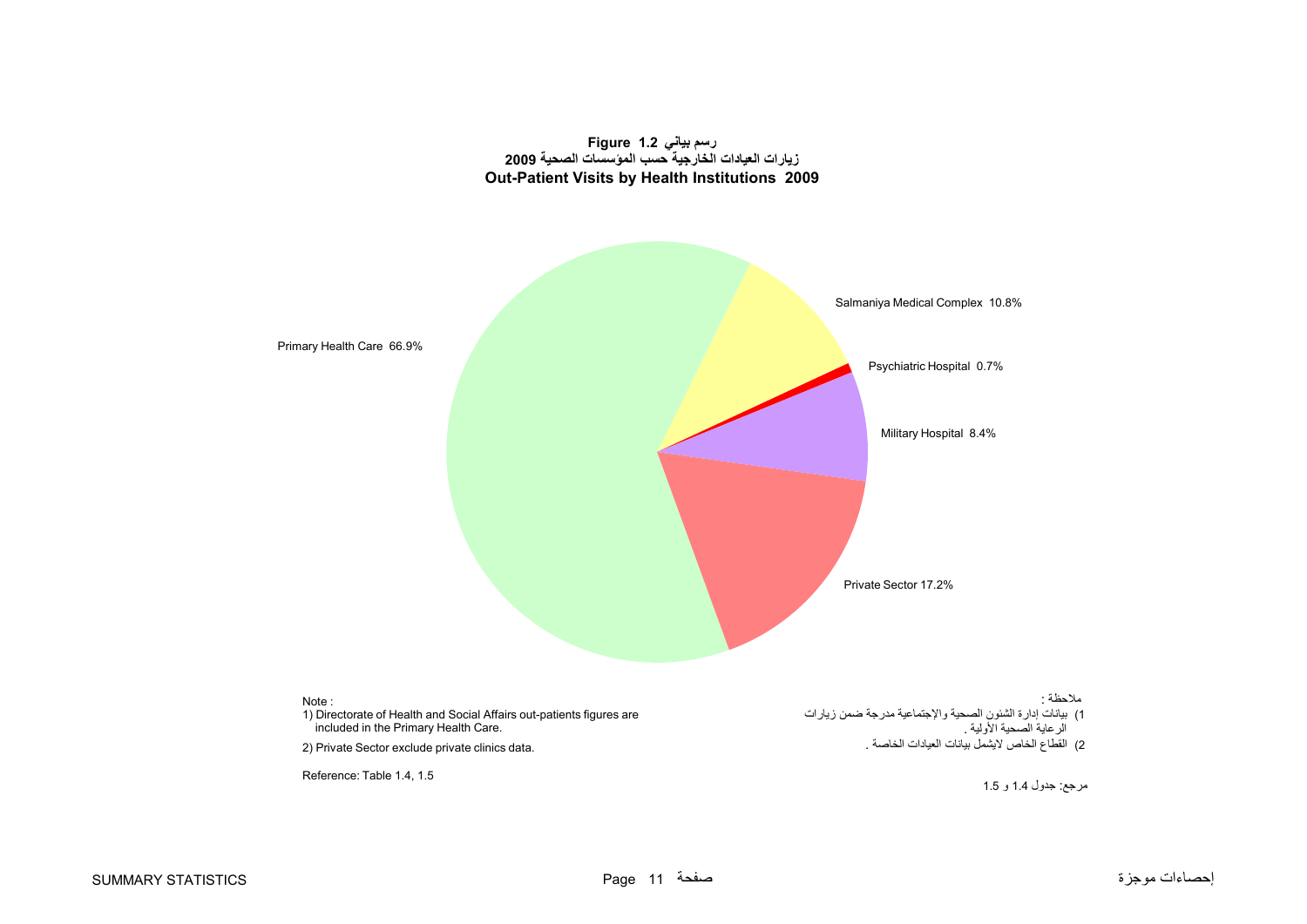**Figure 1.2 رسم بياني**

**زيارات العيادات الخارجية حسب المؤسسات الصحية 2009**

**Out-Patient Visits by Health Institutions 2009**

Primary Health Care 66.9%

Salmaniya Medical Complex 10.8%

Psychiatric Hospital 0.7%

Military Hospital 8.4%

Private Sector 17.2%

Note :
1) Directorate of Health and Social Affairs out-patients figures are included in the Primary Health Care.
2) Private Sector exclude private clinics data.

Reference: Table 1.4, 1.5

ملاحظة :
1) بيانات إدارة الشئون الصحية والإجتماعية مدرجة ضمن زيارات الرعاية الصحية الأولية .
2) القطاع الخاص لايشمل بيانات العيادات الخاصة .

مرجع: جدول 1.4 و 1.5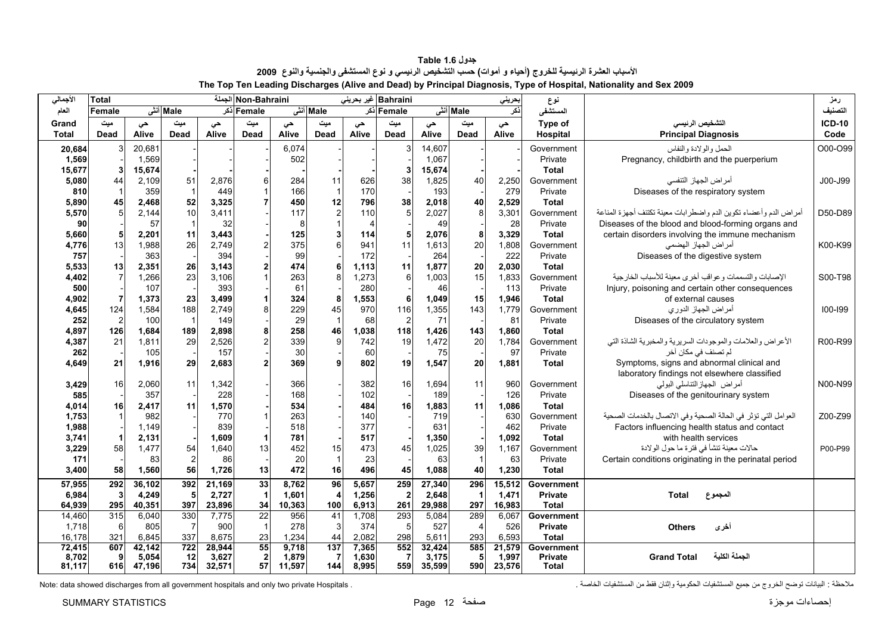# جدول Table 1.6

## الأسباب العشرة الرئيسية للخروج (أحياء و أموات) حسب التشخيص الرئيسي و نوع المستشفى والجنسية والنوع 2009

## The Top Ten Leading Discharges (Alive and Dead) by Principal Diagnosis, Type of Hospital, Nationality and Sex 2009

| الأجمالي العام Grand Total | Total الجملة | | | | Non-Bahraini غير بحريني | | | | Bahraini بحريني | | | | نوع المستشفى Type of Hospital | التشخيص الرئيسي Principal Diagnosis | رمز التصنيف ICD-10 Code |
|---|---|---|---|---|---|---|---|---|---|---|---|---|---|---|---|
| | Female أنثى | | Male ذكر | | Female أنثى | | Male ذكر | | Female أنثى | | Male ذكر | | | | |
| | ميت Dead | حي Alive | ميت Dead | حي Alive | ميت Dead | حي Alive | ميت Dead | حي Alive | ميت Dead | حي Alive | ميت Dead | حي Alive | | | |
| 20,684 | 3 | 20,681 | - | - | - | 6,074 | - | - | 3 | 14,607 | - | - | Government | الحمل والولادة والنفاس | O00-O99 |
| 1,569 | - | 1,569 | - | - | - | 502 | - | - | - | 1,067 | - | - | Private | Pregnancy, childbirth and the puerperium | |
| **15,677** | **3** | **15,674** | **-** | **-** | **-** | **-** | **-** | **-** | **3** | **15,674** | **-** | **-** | **Total** | | |
| 5,080 | 44 | 2,109 | 51 | 2,876 | 6 | 284 | 11 | 626 | 38 | 1,825 | 40 | 2,250 | Government | أمراض الجهاز التنفسي | J00-J99 |
| 810 | 1 | 359 | 1 | 449 | 1 | 166 | 1 | 170 | - | 193 | - | 279 | Private | Diseases of the respiratory system | |
| **5,890** | **45** | **2,468** | **52** | **3,325** | **7** | **450** | **12** | **796** | **38** | **2,018** | **40** | **2,529** | **Total** | | |
| 5,570 | 5 | 2,144 | 10 | 3,411 | - | 117 | 2 | 110 | 5 | 2,027 | 8 | 3,301 | Government | أمراض الدم وأعضاء تكوين الدم واضطرابات معينة تكتنف أجهزة المناعة | D50-D89 |
| 90 | - | 57 | 1 | 32 | - | 8 | 1 | 4 | - | 49 | - | 28 | Private | Diseases of the blood and blood-forming organs and | |
| **5,660** | **5** | **2,201** | **11** | **3,443** | **-** | **125** | **3** | **114** | **5** | **2,076** | **8** | **3,329** | **Total** | certain disorders involving the immune mechanism | |
| 4,776 | 13 | 1,988 | 26 | 2,749 | 2 | 375 | 6 | 941 | 11 | 1,613 | 20 | 1,808 | Government | أمراض الجهاز الهضمي | K00-K99 |
| 757 | - | 363 | - | 394 | - | 99 | - | 172 | - | 264 | - | 222 | Private | Diseases of the digestive system | |
| **5,533** | **13** | **2,351** | **26** | **3,143** | **2** | **474** | **6** | **1,113** | **11** | **1,877** | **20** | **2,030** | **Total** | | |
| 4,402 | 7 | 1,266 | 23 | 3,106 | 1 | 263 | 8 | 1,273 | 6 | 1,003 | 15 | 1,833 | Government | الإصابات والتسممات وعواقب أخرى معينة للأسباب الخارجية | S00-T98 |
| 500 | - | 107 | - | 393 | - | 61 | - | 280 | - | 46 | - | 113 | Private | Injury, poisoning and certain other consequences | |
| **4,902** | **7** | **1,373** | **23** | **3,499** | **1** | **324** | **8** | **1,553** | **6** | **1,049** | **15** | **1,946** | **Total** | of external causes | |
| 4,645 | 124 | 1,584 | 188 | 2,749 | 8 | 229 | 45 | 970 | 116 | 1,355 | 143 | 1,779 | Government | أمراض الجهاز الدوري | I00-I99 |
| 252 | 2 | 100 | 1 | 149 | - | 29 | 1 | 68 | 2 | 71 | - | 81 | Private | Diseases of the circulatory system | |
| **4,897** | **126** | **1,684** | **189** | **2,898** | **8** | **258** | **46** | **1,038** | **118** | **1,426** | **143** | **1,860** | **Total** | | |
| 4,387 | 21 | 1,811 | 29 | 2,526 | 2 | 339 | 9 | 742 | 19 | 1,472 | 20 | 1,784 | Government | الأعراض والعلامات والموجودات السريرية والمخبرية الشاذة التي لم تصنف في مكان آخر | R00-R99 |
| 262 | - | 105 | - | 157 | - | 30 | - | 60 | - | 75 | - | 97 | Private | Symptoms, signs and abnormal clinical and | |
| **4,649** | **21** | **1,916** | **29** | **2,683** | **2** | **369** | **9** | **802** | **19** | **1,547** | **20** | **1,881** | **Total** | laboratory findings not elsewhere classified | |
| 3,429 | 16 | 2,060 | 11 | 1,342 | - | 366 | - | 382 | 16 | 1,694 | 11 | 960 | Government | أمراض الجهازالتناسلي البولي | N00-N99 |
| 585 | - | 357 | - | 228 | - | 168 | - | 102 | - | 189 | - | 126 | Private | Diseases of the genitourinary system | |
| **4,014** | **16** | **2,417** | **11** | **1,570** | **-** | **534** | **-** | **484** | **16** | **1,883** | **11** | **1,086** | **Total** | | |
| 1,753 | 1 | 982 | - | 770 | 1 | 263 | - | 140 | - | 719 | - | 630 | Government | العوامل التي تؤثر في الحالة الصحية وفي الاتصال بالخدمات الصحية | Z00-Z99 |
| 1,988 | - | 1,149 | - | 839 | - | 518 | - | 377 | - | 631 | - | 462 | Private | Factors influencing health status and contact | |
| **3,741** | **1** | **2,131** | **-** | **1,609** | **1** | **781** | **-** | **517** | **-** | **1,350** | **-** | **1,092** | **Total** | with health services | |
| 3,229 | 58 | 1,477 | 54 | 1,640 | 13 | 452 | 15 | 473 | 45 | 1,025 | 39 | 1,167 | Government | حالات معينة تنشأ في فترة ما حول الولادة | P00-P99 |
| 171 | - | 83 | 2 | 86 | - | 20 | 1 | 23 | - | 63 | 1 | 63 | Private | Certain conditions originating in the perinatal period | |
| **3,400** | **58** | **1,560** | **56** | **1,726** | **13** | **472** | **16** | **496** | **45** | **1,088** | **40** | **1,230** | **Total** | | |
| **57,955** | **292** | **36,102** | **392** | **21,169** | **33** | **8,762** | **96** | **5,657** | **259** | **27,340** | **296** | **15,512** | **Government** | | |
| **6,984** | **3** | **4,249** | **5** | **2,727** | **1** | **1,601** | **4** | **1,256** | **2** | **2,648** | **1** | **1,471** | **Private** | **Total المجموع** | |
| **64,939** | **295** | **40,351** | **397** | **23,896** | **34** | **10,363** | **100** | **6,913** | **261** | **29,988** | **297** | **16,983** | **Total** | | |
| 14,460 | 315 | 6,040 | 330 | 7,775 | 22 | 956 | 41 | 1,708 | 293 | 5,084 | 289 | 6,067 | **Government** | | |
| 1,718 | 6 | 805 | 7 | 900 | 1 | 278 | 3 | 374 | 5 | 527 | 4 | 526 | **Private** | **Others أخرى** | |
| 16,178 | 321 | 6,845 | 337 | 8,675 | 23 | 1,234 | 44 | 2,082 | 298 | 5,611 | 293 | 6,593 | **Total** | | |
| **72,415** | **607** | **42,142** | **722** | **28,944** | **55** | **9,718** | **137** | **7,365** | **552** | **32,424** | **585** | **21,579** | **Government** | | |
| **8,702** | **9** | **5,054** | **12** | **3,627** | **2** | **1,879** | **7** | **1,630** | **7** | **3,175** | **5** | **1,997** | **Private** | **Grand Total الجملة الكلية** | |
| **81,117** | **616** | **47,196** | **734** | **32,571** | **57** | **11,597** | **144** | **8,995** | **559** | **35,599** | **590** | **23,576** | **Total** | | |

Note: data showed discharges from all government hospitals and only two private Hospitals .

ملاحظة : البيانات توضح الخروج من جميع المستشفيات الحكومية وإثنان فقط من المستشفيات الخاصة .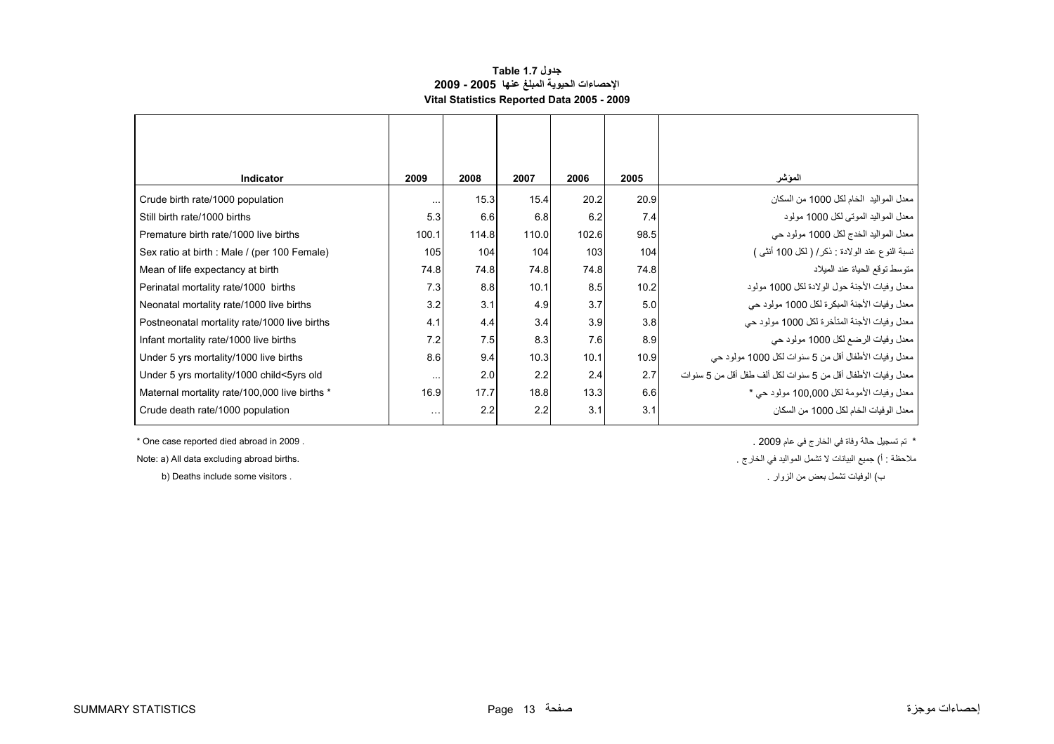# جدول Table 1.7
## الإحصاءات الحيوية المبلغ عنها 2005 - 2009
## Vital Statistics Reported Data 2005 - 2009

| Indicator | 2009 | 2008 | 2007 | 2006 | 2005 | المؤشر |
|---|---|---|---|---|---|---|
| Crude birth rate/1000 population | ... | 15.3 | 15.4 | 20.2 | 20.9 | معدل المواليد الخام لكل 1000 من السكان |
| Still birth rate/1000 births | 5.3 | 6.6 | 6.8 | 6.2 | 7.4 | معدل المواليد الموتى لكل 1000 مولود |
| Premature birth rate/1000 live births | 100.1 | 114.8 | 110.0 | 102.6 | 98.5 | معدل المواليد الخدج لكل 1000 مولود حي |
| Sex ratio at birth : Male / (per 100 Female) | 105 | 104 | 104 | 103 | 104 | نسبة النوع عند الولادة : ذكر/ ( لكل 100 أنثى ) |
| Mean of life expectancy at birth | 74.8 | 74.8 | 74.8 | 74.8 | 74.8 | متوسط توقع الحياة عند الميلاد |
| Perinatal mortality rate/1000 births | 7.3 | 8.8 | 10.1 | 8.5 | 10.2 | معدل وفيات الأجنة حول الولادة لكل 1000 مولود |
| Neonatal mortality rate/1000 live births | 3.2 | 3.1 | 4.9 | 3.7 | 5.0 | معدل وفيات الأجنة المبكرة لكل 1000 مولود حي |
| Postneonatal mortality rate/1000 live births | 4.1 | 4.4 | 3.4 | 3.9 | 3.8 | معدل وفيات الأجنة المتأخرة لكل 1000 مولود حي |
| Infant mortality rate/1000 live births | 7.2 | 7.5 | 8.3 | 7.6 | 8.9 | معدل وفيات الرضع لكل 1000 مولود حي |
| Under 5 yrs mortality/1000 live births | 8.6 | 9.4 | 10.3 | 10.1 | 10.9 | معدل وفيات الأطفال أقل من 5 سنوات لكل 1000 مولود حي |
| Under 5 yrs mortality/1000 child<5yrs old | ... | 2.0 | 2.2 | 2.4 | 2.7 | معدل وفيات الأطفال أقل من 5 سنوات لكل ألف طفل أقل من 5 سنوات |
| Maternal mortality rate/100,000 live births * | 16.9 | 17.7 | 18.8 | 13.3 | 6.6 | معدل وفيات الأمومة لكل 100,000 مولود حي * |
| Crude death rate/1000 population | ... | 2.2 | 2.2 | 3.1 | 3.1 | معدل الوفيات الخام لكل 1000 من السكان |

* One case reported died abroad in 2009 .

Note: a) All data excluding abroad births.

b) Deaths include some visitors .

* تم تسجيل حالة وفاة في الخارج في عام 2009 .

ملاحظة : أ) جميع البيانات لا تشمل المواليد في الخارج .

ب) الوفيات تشمل بعض من الزوار .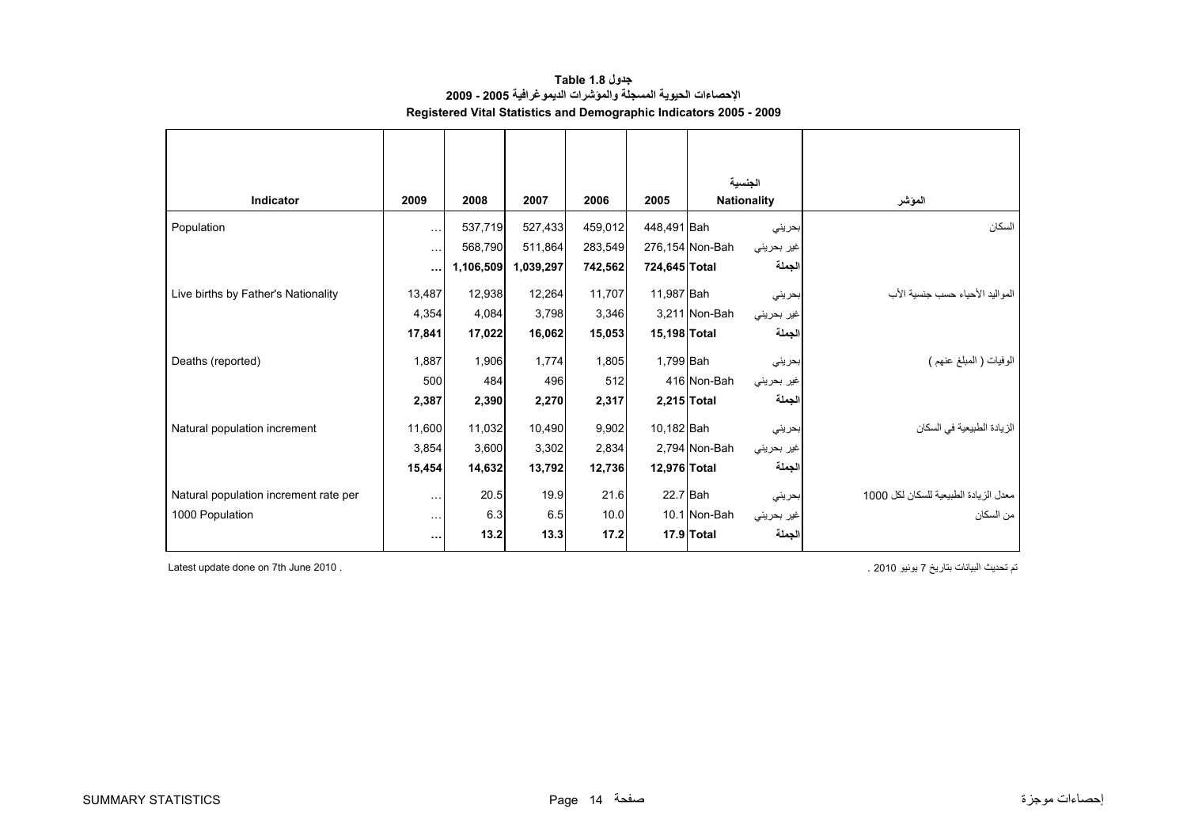**جدول 1.8 Table**

**الإحصاءات الحيوية المسجلة والمؤشرات الديموغرافية 2005 - 2009**

**Registered Vital Statistics and Demographic Indicators 2005 - 2009**

| Indicator | 2009 | 2008 | 2007 | 2006 | 2005 | Nationality | الجنسية | المؤشر |
|---|---|---|---|---|---|---|---|---|
| Population | ... | 537,719 | 527,433 | 459,012 | 448,491 | Bah | بحريني | السكان |
| | ... | 568,790 | 511,864 | 283,549 | 276,154 | Non-Bah | غير بحريني | |
| | **...** | **1,106,509** | **1,039,297** | **742,562** | **724,645** | **Total** | **الجملة** | |
| Live births by Father's Nationality | 13,487 | 12,938 | 12,264 | 11,707 | 11,987 | Bah | بحريني | المواليد الأحياء حسب جنسية الأب |
| | 4,354 | 4,084 | 3,798 | 3,346 | 3,211 | Non-Bah | غير بحريني | |
| | **17,841** | **17,022** | **16,062** | **15,053** | **15,198** | **Total** | **الجملة** | |
| Deaths (reported) | 1,887 | 1,906 | 1,774 | 1,805 | 1,799 | Bah | بحريني | الوفيات ( المبلغ عنهم ) |
| | 500 | 484 | 496 | 512 | 416 | Non-Bah | غير بحريني | |
| | **2,387** | **2,390** | **2,270** | **2,317** | **2,215** | **Total** | **الجملة** | |
| Natural population increment | 11,600 | 11,032 | 10,490 | 9,902 | 10,182 | Bah | بحريني | الزيادة الطبيعية في السكان |
| | 3,854 | 3,600 | 3,302 | 2,834 | 2,794 | Non-Bah | غير بحريني | |
| | **15,454** | **14,632** | **13,792** | **12,736** | **12,976** | **Total** | **الجملة** | |
| Natural population increment rate per | ... | 20.5 | 19.9 | 21.6 | 22.7 | Bah | بحريني | معدل الزيادة الطبيعية للسكان لكل 1000 |
| 1000 Population | ... | 6.3 | 6.5 | 10.0 | 10.1 | Non-Bah | غير بحريني | من السكان |
| | **...** | **13.2** | **13.3** | **17.2** | **17.9** | **Total** | **الجملة** | |

Latest update done on 7th June 2010 .

تم تحديث البيانات بتاريخ 7 يونيو 2010 .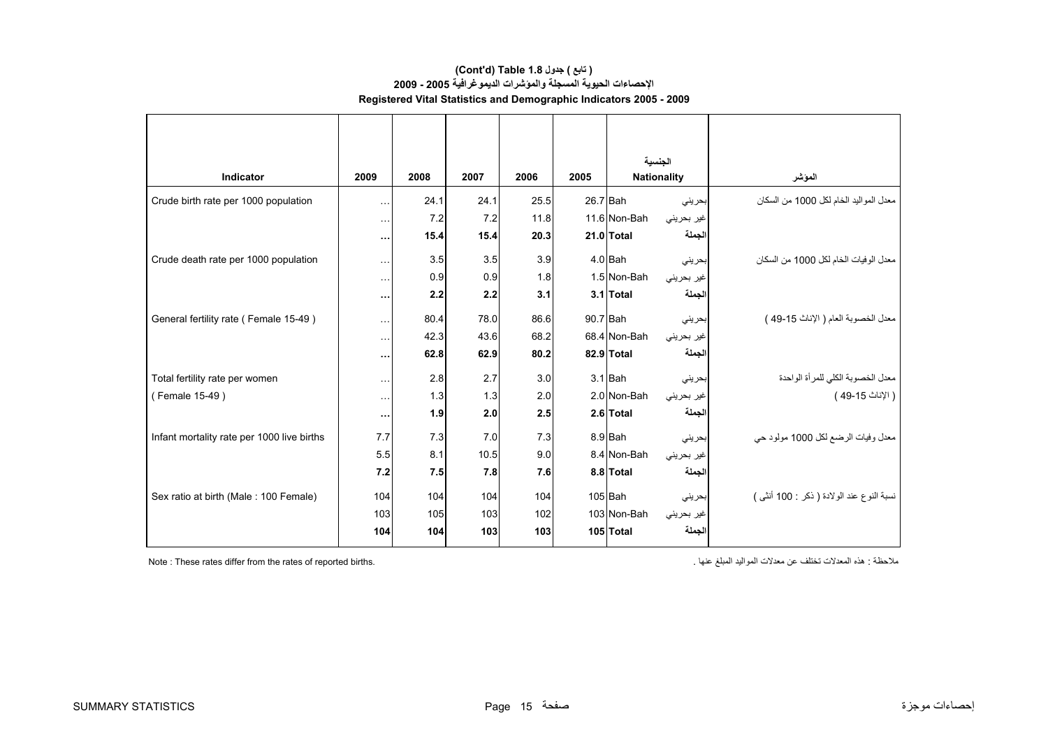**( تابع ) جدول 1.8 (Cont'd) Table**

**الإحصاءات الحيوية المسجلة والمؤشرات الديموغرافية 2005 - 2009**

**Registered Vital Statistics and Demographic Indicators 2005 - 2009**

| Indicator | 2009 | 2008 | 2007 | 2006 | 2005 | Nationality | الجنسية | المؤشر |
|---|---|---|---|---|---|---|---|---|
| Crude birth rate per 1000 population | ... | 24.1 | 24.1 | 25.5 | 26.7 | Bah | بحريني | معدل المواليد الخام لكل 1000 من السكان |
| | ... | 7.2 | 7.2 | 11.8 | 11.6 | Non-Bah | غير بحريني | |
| | **...** | **15.4** | **15.4** | **20.3** | **21.0** | **Total** | **الجملة** | |
| Crude death rate per 1000 population | ... | 3.5 | 3.5 | 3.9 | 4.0 | Bah | بحريني | معدل الوفيات الخام لكل 1000 من السكان |
| | ... | 0.9 | 0.9 | 1.8 | 1.5 | Non-Bah | غير بحريني | |
| | **...** | **2.2** | **2.2** | **3.1** | **3.1** | **Total** | **الجملة** | |
| General fertility rate ( Female 15-49 ) | ... | 80.4 | 78.0 | 86.6 | 90.7 | Bah | بحريني | معدل الخصوبة العام ( الإناث 15-49 ) |
| | ... | 42.3 | 43.6 | 68.2 | 68.4 | Non-Bah | غير بحريني | |
| | **...** | **62.8** | **62.9** | **80.2** | **82.9** | **Total** | **الجملة** | |
| Total fertility rate per women | ... | 2.8 | 2.7 | 3.0 | 3.1 | Bah | بحريني | معدل الخصوبة الكلي للمرأة الواحدة |
| ( Female 15-49 ) | ... | 1.3 | 1.3 | 2.0 | 2.0 | Non-Bah | غير بحريني | ( الإناث 15-49 ) |
| | **...** | **1.9** | **2.0** | **2.5** | **2.6** | **Total** | **الجملة** | |
| Infant mortality rate per 1000 live births | 7.7 | 7.3 | 7.0 | 7.3 | 8.9 | Bah | بحريني | معدل وفيات الرضع لكل 1000 مولود حي |
| | 5.5 | 8.1 | 10.5 | 9.0 | 8.4 | Non-Bah | غير بحريني | |
| | **7.2** | **7.5** | **7.8** | **7.6** | **8.8** | **Total** | **الجملة** | |
| Sex ratio at birth (Male : 100 Female) | 104 | 104 | 104 | 104 | 105 | Bah | بحريني | نسبة النوع عند الولادة ( ذكر : 100 أنثى ) |
| | 103 | 105 | 103 | 102 | 103 | Non-Bah | غير بحريني | |
| | **104** | **104** | **103** | **103** | **105** | **Total** | **الجملة** | |

Note : These rates differ from the rates of reported births.

ملاحظة : هذه المعدلات تختلف عن معدلات المواليد المبلغ عنها .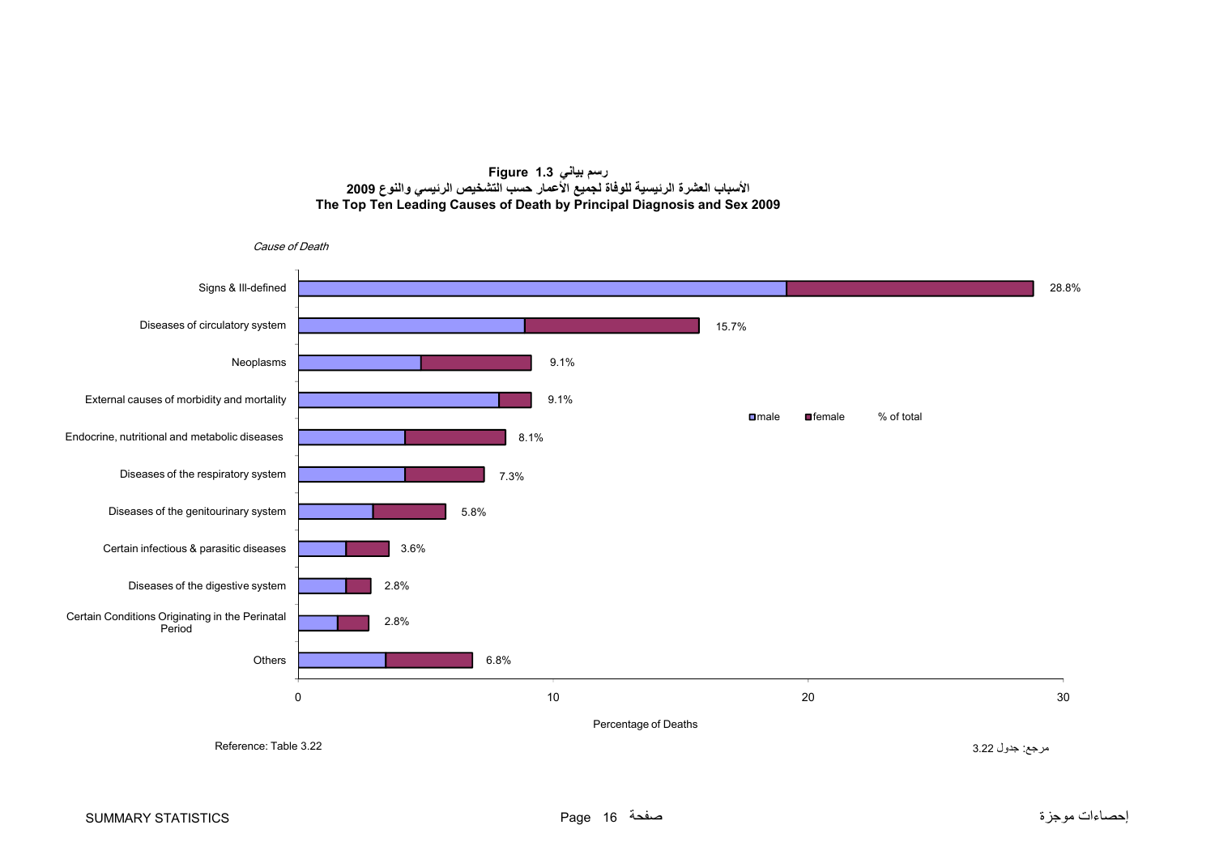**Figure 1.3 رسم بياني**

**الأسباب العشرة الرئيسية للوفاة لجميع الأعمار حسب التشخيص الرئيسي والنوع 2009**

**The Top Ten Leading Causes of Death by Principal Diagnosis and Sex 2009**

*Cause of Death*

| Cause of Death | % of total |
|---|---|
| Signs & Ill-defined | 28.8% |
| Diseases of circulatory system | 15.7% |
| Neoplasms | 9.1% |
| External causes of morbidity and mortality | 9.1% |
| Endocrine, nutritional and metabolic diseases | 8.1% |
| Diseases of the respiratory system | 7.3% |
| Diseases of the genitourinary system | 5.8% |
| Certain infectious & parasitic diseases | 3.6% |
| Diseases of the digestive system | 2.8% |
| Certain Conditions Originating in the Perinatal Period | 2.8% |
| Others | 6.8% |

Legend: male, female, % of total

Percentage of Deaths (0, 10, 20, 30)

Reference: Table 3.22

مرجع: جدول 3.22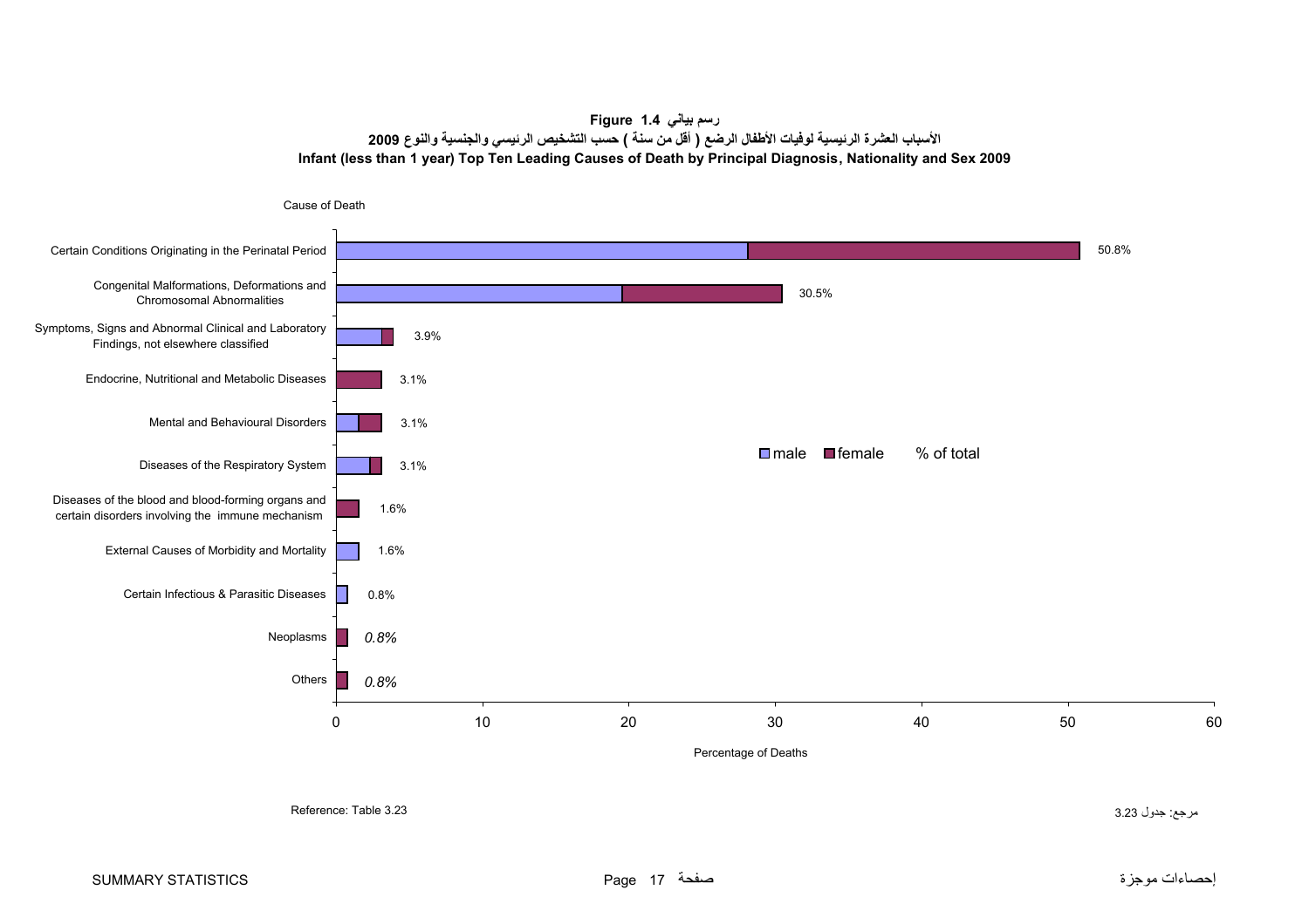**Figure 1.4 رسم بياني**

**الأسباب العشرة الرئيسية لوفيات الأطفال الرضع ( أقل من سنة ) حسب التشخيص الرئيسي والجنسية والنوع 2009**

**Infant (less than 1 year) Top Ten Leading Causes of Death by Principal Diagnosis, Nationality and Sex 2009**

| Cause of Death | % of total |
|---|---|
| Certain Conditions Originating in the Perinatal Period | 50.8% |
| Congenital Malformations, Deformations and Chromosomal Abnormalities | 30.5% |
| Symptoms, Signs and Abnormal Clinical and Laboratory Findings, not elsewhere classified | 3.9% |
| Endocrine, Nutritional and Metabolic Diseases | 3.1% |
| Mental and Behavioural Disorders | 3.1% |
| Diseases of the Respiratory System | 3.1% |
| Diseases of the blood and blood-forming organs and certain disorders involving the immune mechanism | 1.6% |
| External Causes of Morbidity and Mortality | 1.6% |
| Certain Infectious & Parasitic Diseases | 0.8% |
| Neoplasms | 0.8% |
| Others | 0.8% |

Legend: male, female, % of total

Percentage of Deaths

Reference: Table 3.23

مرجع: جدول 3.23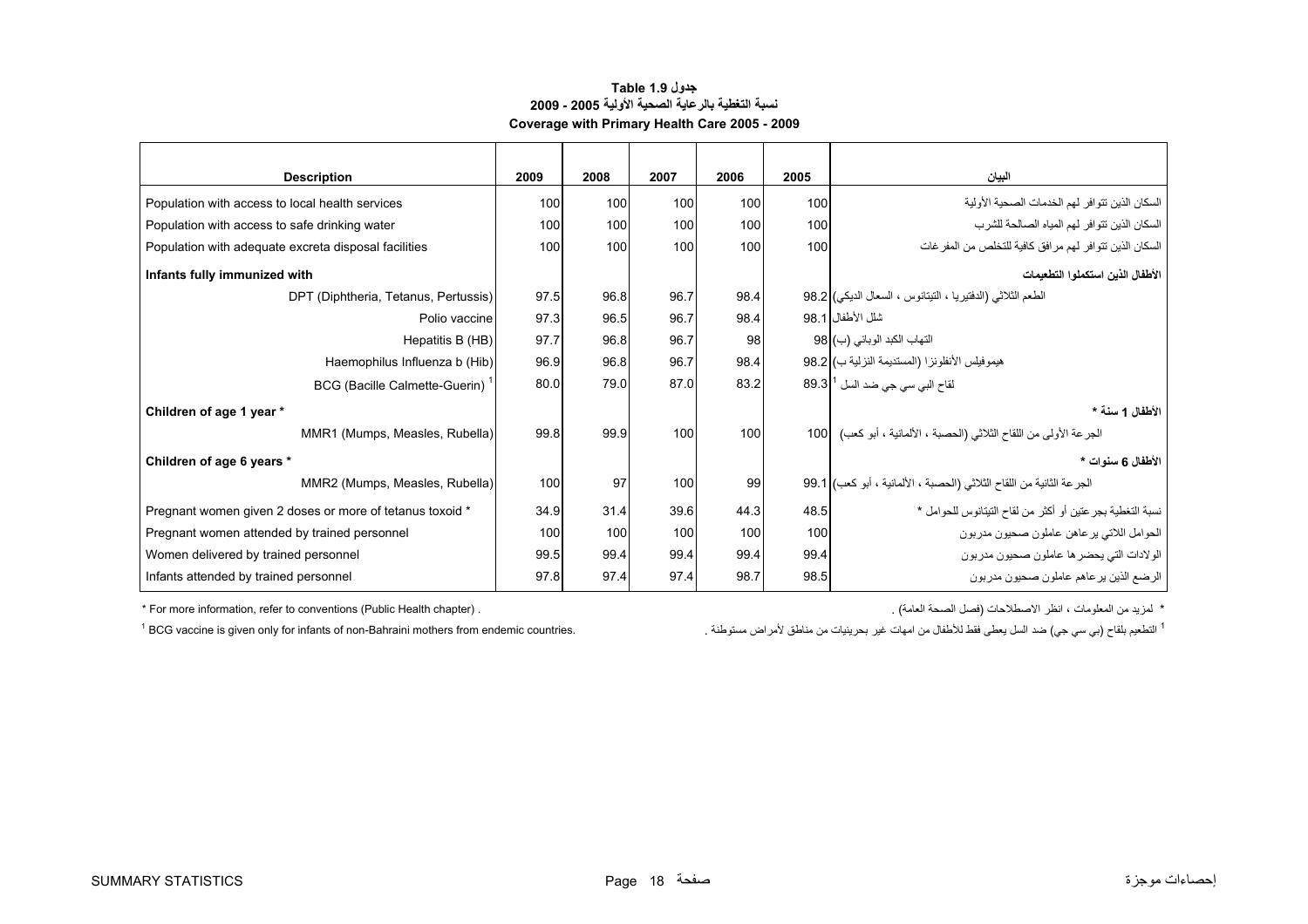# جدول Table 1.9
## نسبة التغطية بالرعاية الصحية الأولية 2005 - 2009
## Coverage with Primary Health Care 2005 - 2009

| Description | 2009 | 2008 | 2007 | 2006 | 2005 | البيان |
|---|---|---|---|---|---|---|
| Population with access to local health services | 100 | 100 | 100 | 100 | 100 | السكان الذين تتوافر لهم الخدمات الصحية الأولية |
| Population with access to safe drinking water | 100 | 100 | 100 | 100 | 100 | السكان الذين تتوافر لهم المياه الصالحة للشرب |
| Population with adequate excreta disposal facilities | 100 | 100 | 100 | 100 | 100 | السكان الذين تتوافر لهم مرافق كافية للتخلص من المفرغات |
| **Infants fully immunized with** | | | | | | **الأطفال الذين استكملوا التطعيمات** |
| DPT (Diphtheria, Tetanus, Pertussis) | 97.5 | 96.8 | 96.7 | 98.4 | 98.2 | الطعم الثلاثي (الدفتيريا ، التيتانوس ، السعال الديكي) |
| Polio vaccine | 97.3 | 96.5 | 96.7 | 98.4 | 98.1 | شلل الأطفال |
| Hepatitis B (HB) | 97.7 | 96.8 | 96.7 | 98 | 98 | التهاب الكبد الوبائي (ب) |
| Haemophilus Influenza b (Hib) | 96.9 | 96.8 | 96.7 | 98.4 | 98.2 | هيموفيلس الأنفلونزا (المستديمة النزلية ب) |
| BCG (Bacille Calmette-Guerin) [1] | 80.0 | 79.0 | 87.0 | 83.2 | 89.3 | لقاح البي سي جي ضد السل [1] |
| **Children of age 1 year *** | | | | | | **الأطفال 1 سنة *** |
| MMR1 (Mumps, Measles, Rubella) | 99.8 | 99.9 | 100 | 100 | 100 | الجرعة الأولى من اللقاح الثلاثي (الحصبة ، الألمانية ، أبو كعب) |
| **Children of age 6 years *** | | | | | | **الأطفال 6 سنوات *** |
| MMR2 (Mumps, Measles, Rubella) | 100 | 97 | 100 | 99 | 99.1 | الجرعة الثانية من اللقاح الثلاثي (الحصبة ، الألمانية ، أبو كعب) |
| Pregnant women given 2 doses or more of tetanus toxoid * | 34.9 | 31.4 | 39.6 | 44.3 | 48.5 | نسبة التغطية بجرعتين أو أكثر من لقاح التيتانوس للحوامل * |
| Pregnant women attended by trained personnel | 100 | 100 | 100 | 100 | 100 | الحوامل اللاتي يرعاهن عاملون صحيون مدربون |
| Women delivered by trained personnel | 99.5 | 99.4 | 99.4 | 99.4 | 99.4 | الولادات التي يحضرها عاملون صحيون مدربون |
| Infants attended by trained personnel | 97.8 | 97.4 | 97.4 | 98.7 | 98.5 | الرضع الذين يرعاهم عاملون صحيون مدربون |

\* For more information, refer to conventions (Public Health chapter) .

\* لمزيد من المعلومات ، انظر الاصطلاحات (فصل الصحة العامة) .

[1] BCG vaccine is given only for infants of non-Bahraini mothers from endemic countries.

[1] التطعيم بلقاح (بي سي جي) ضد السل يعطى فقط للأطفال من امهات غير بحرينيات من مناطق لأمراض مستوطنة .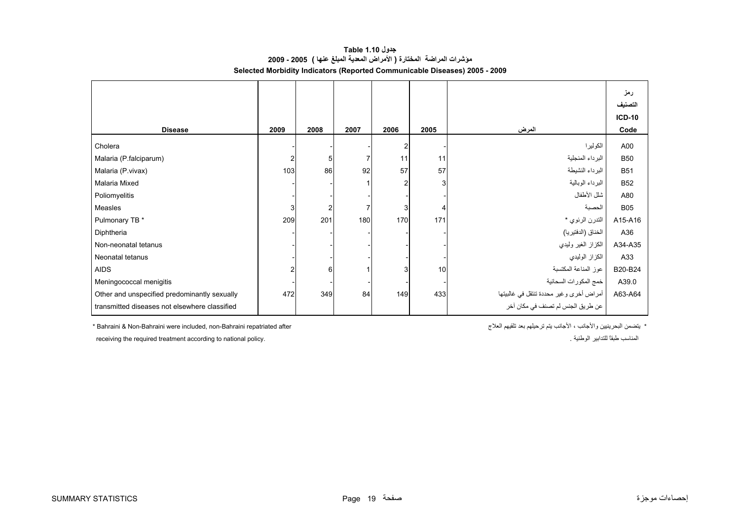**جدول 1.10 Table**

**مؤشرات المراضة المختارة ( الأمراض المعدية المبلغ عنها ) 2005 - 2009**

**Selected Morbidity Indicators (Reported Communicable Diseases) 2005 - 2009**

| Disease | 2009 | 2008 | 2007 | 2006 | 2005 | المرض | رمز التصنيف ICD-10 Code |
|---|---|---|---|---|---|---|---|
| Cholera | - | - | - | 2 | - | الكوليرا | A00 |
| Malaria (P.falciparum) | 2 | 5 | 7 | 11 | 11 | البرداء المنجلية | B50 |
| Malaria (P.vivax) | 103 | 86 | 92 | 57 | 57 | البرداء النشيطة | B51 |
| Malaria Mixed | - | - | 1 | 2 | 3 | البرداء الوبالية | B52 |
| Poliomyelitis | - | - | - | - | - | شلل الأطفال | A80 |
| Measles | 3 | 2 | 7 | 3 | 4 | الحصبة | B05 |
| Pulmonary TB * | 209 | 201 | 180 | 170 | 171 | التدرن الرئوي * | A15-A16 |
| Diphtheria | - | - | - | - | - | الخناق (الدفتيريا) | A36 |
| Non-neonatal tetanus | - | - | - | - | - | الكزاز الغير وليدي | A34-A35 |
| Neonatal tetanus | - | - | - | - | - | الكزاز الوليدي | A33 |
| AIDS | 2 | 6 | 1 | 3 | 10 | عوز المناعة المكتسبة | B20-B24 |
| Meningococcal menigitis | - | - | - | - | - | خمج المكورات السحائية | A39.0 |
| Other and unspecified predominantly sexually transmitted diseases not elsewhere classified | 472 | 349 | 84 | 149 | 433 | أمراض أخرى وغير محددة تنتقل في غالبيتها عن طريق الجنس لم تصنف في مكان آخر | A63-A64 |

* Bahraini & Non-Bahraini were included, non-Bahraini repatriated after receiving the required treatment according to national policy.

* يتضمن البحرينيين والأجانب ، الأجانب يتم ترحيلهم بعد تلقيهم العلاج المناسب طبقاً للتدابير الوطنية .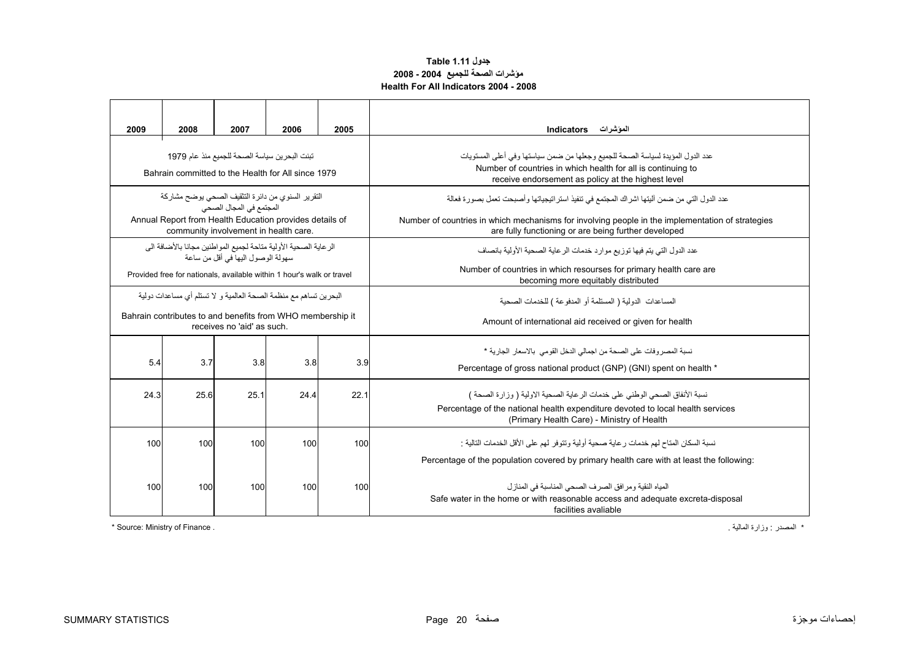**جدول 1.11 Table**

**مؤشرات الصحة للجميع 2004 - 2008**

**Health For All Indicators 2004 - 2008**

| 2009 | 2008 | 2007 | 2006 | 2005 | Indicators المؤشرات |
|---|---|---|---|---|---|
| تبنت البحرين سياسة الصحة للجميع منذ عام 1979<br>Bahrain committed to the Health for All since 1979 | | | | | عدد الدول المؤيدة لسياسة الصحة للجميع وجعلها من ضمن سياستها وفي أعلى المستويات<br>Number of countries in which health for all is continuing to receive endorsement as policy at the highest level |
| التقرير السنوي من دائرة التثقيف الصحي يوضح مشاركة المجتمع في المجال الصحي<br>Annual Report from Health Education provides details of community involvement in health care. | | | | | عدد الدول التي من ضمن آليتها اشراك المجتمع في تنفيذ استراتيجياتها وأصبحت تعمل بصورة فعالة<br>Number of countries in which mechanisms for involving people in the implementation of strategies are fully functioning or are being further developed |
| الرعاية الصحية الأولية متاحة لجميع المواطنين مجانا بالأضافة الى سهولة الوصول اليها في أقل من ساعة<br>Provided free for nationals, available within 1 hour's walk or travel | | | | | عدد الدول التي يتم فيها توزيع موارد خدمات الرعاية الصحية الأولية بانصاف<br>Number of countries in which resourses for primary health care are becoming more equitably distributed |
| البحرين تساهم مع منظمة الصحة العالمية و لا تستلم أي مساعدات دولية<br>Bahrain contributes to and benefits from WHO membership it receives no 'aid' as such. | | | | | المساعدات الدولية ( المستلمة أو المدفوعة ) للخدمات الصحية<br>Amount of international aid received or given for health |
| 5.4 | 3.7 | 3.8 | 3.8 | 3.9 | نسبة المصروفات على الصحة من اجمالي الدخل القومي بالاسعار الجارية *<br>Percentage of gross national product (GNP) (GNI) spent on health * |
| 24.3 | 25.6 | 25.1 | 24.4 | 22.1 | نسبة الأنفاق الصحي الوطني على خدمات الرعاية الصحية الاولية ( وزارة الصحة )<br>Percentage of the national health expenditure devoted to local health services (Primary Health Care) - Ministry of Health |
| 100 | 100 | 100 | 100 | 100 | نسبة السكان المتاح لهم خدمات رعاية صحية أولية وتتوفر لهم على الأقل الخدمات التالية :<br>Percentage of the population covered by primary health care with at least the following: |
| 100 | 100 | 100 | 100 | 100 | المياه النقية ومرافق الصرف الصحي المناسبة في المنازل<br>Safe water in the home or with reasonable access and adequate excreta-disposal facilities avaliable |

* Source: Ministry of Finance .

* المصدر : وزارة المالية .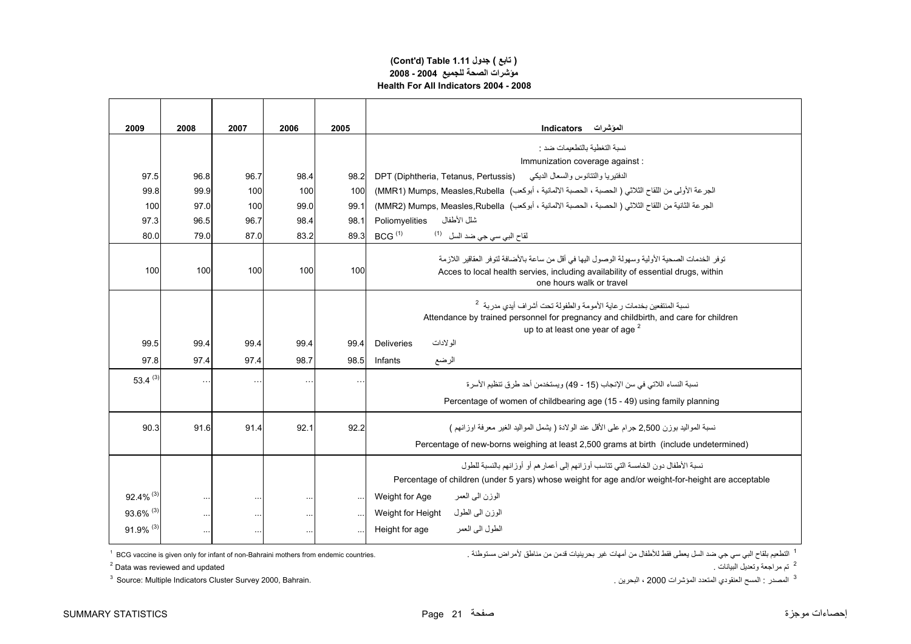**( تابع ) جدول 1.11 (Cont'd) Table 1.11**

**مؤشرات الصحة للجميع 2004 - 2008**

**Health For All Indicators 2004 - 2008**

| 2009 | 2008 | 2007 | 2006 | 2005 | Indicators المؤشرات |
|---|---|---|---|---|---|
| | | | | | نسبة التغطية بالتطعيمات ضد : Immunization coverage against : |
| 97.5 | 96.8 | 96.7 | 98.4 | 98.2 | DPT (Diphtheria, Tetanus, Pertussis) الدفتيريا والتتانوس والسعال الديكي |
| 99.8 | 99.9 | 100 | 100 | 100 | (MMR1) Mumps, Measles,Rubella الجرعة الأولى من اللقاح الثلاثي ( الحصبة ، الحصبة الالمانية ، أبوكعب) |
| 100 | 97.0 | 100 | 99.0 | 99.1 | (MMR2) Mumps, Measles,Rubella الجرعة الثانية من اللقاح الثلاثي ( الحصبة ، الحصبة الالمانية ، أبوكعب) |
| 97.3 | 96.5 | 96.7 | 98.4 | 98.1 | Poliomyelities شلل الأطفال |
| 80.0 | 79.0 | 87.0 | 83.2 | 89.3 | BCG [1] لقاح البي سي جي ضد السل [1] |
| 100 | 100 | 100 | 100 | 100 | توفر الخدمات الصحية الأولية وسهولة الوصول اليها في أقل من ساعة بالأضافة لتوفر العقاقير اللازمة Acces to local health servies, including availability of essential drugs, within one hours walk or travel |
| | | | | | نسبة المنتفعين بخدمات رعاية الأمومة والطفولة تحت أشراف أيدي مدربة [2] Attendance by trained personnel for pregnancy and childbirth, and care for children up to at least one year of age [2] |
| 99.5 | 99.4 | 99.4 | 99.4 | 99.4 | Deliveries الولادات |
| 97.8 | 97.4 | 97.4 | 98.7 | 98.5 | Infants الرضع |
| 53.4 [3] | ... | ... | ... | ... | نسبة النساء اللاتي في سن الإنجاب (15 - 49) ويستخدمن أحد طرق تنظيم الأسرة Percentage of women of childbearing age (15 - 49) using family planning |
| 90.3 | 91.6 | 91.4 | 92.1 | 92.2 | نسبة المواليد بوزن 2,500 جرام على الأقل عند الولادة ( يشمل المواليد الغير معرفة اوزانهم ) Percentage of new-borns weighing at least 2,500 grams at birth (include undetermined) |
| | | | | | نسبة الأطفال دون الخامسة التي تتاسب أوزانهم إلى أعمارهم أو أوزانهم بالنسبة للطول Percentage of children (under 5 yars) whose weight for age and/or weight-for-height are acceptable |
| 92.4% [3] | ... | ... | ... | ... | Weight for Age الوزن الى العمر |
| 93.6% [3] | ... | ... | ... | ... | Weight for Height الوزن الى الطول |
| 91.9% [3] | ... | ... | ... | ... | Height for age الطول الى العمر |

[1] BCG vaccine is given only for infant of non-Bahraini mothers from endemic countries.

[1] التطعيم بلقاح البي سي جي ضد السل يعطى فقط للأطفال من أمهات غير بحرينيات قدمن من مناطق لأمراض مستوطنة .

[2] Data was reviewed and updated

[2] تم مراجعة وتعديل البيانات .

[3] Source: Multiple Indicators Cluster Survey 2000, Bahrain.

[3] المصدر : المسح العنقودي المتعدد المؤشرات 2000 ، البحرين .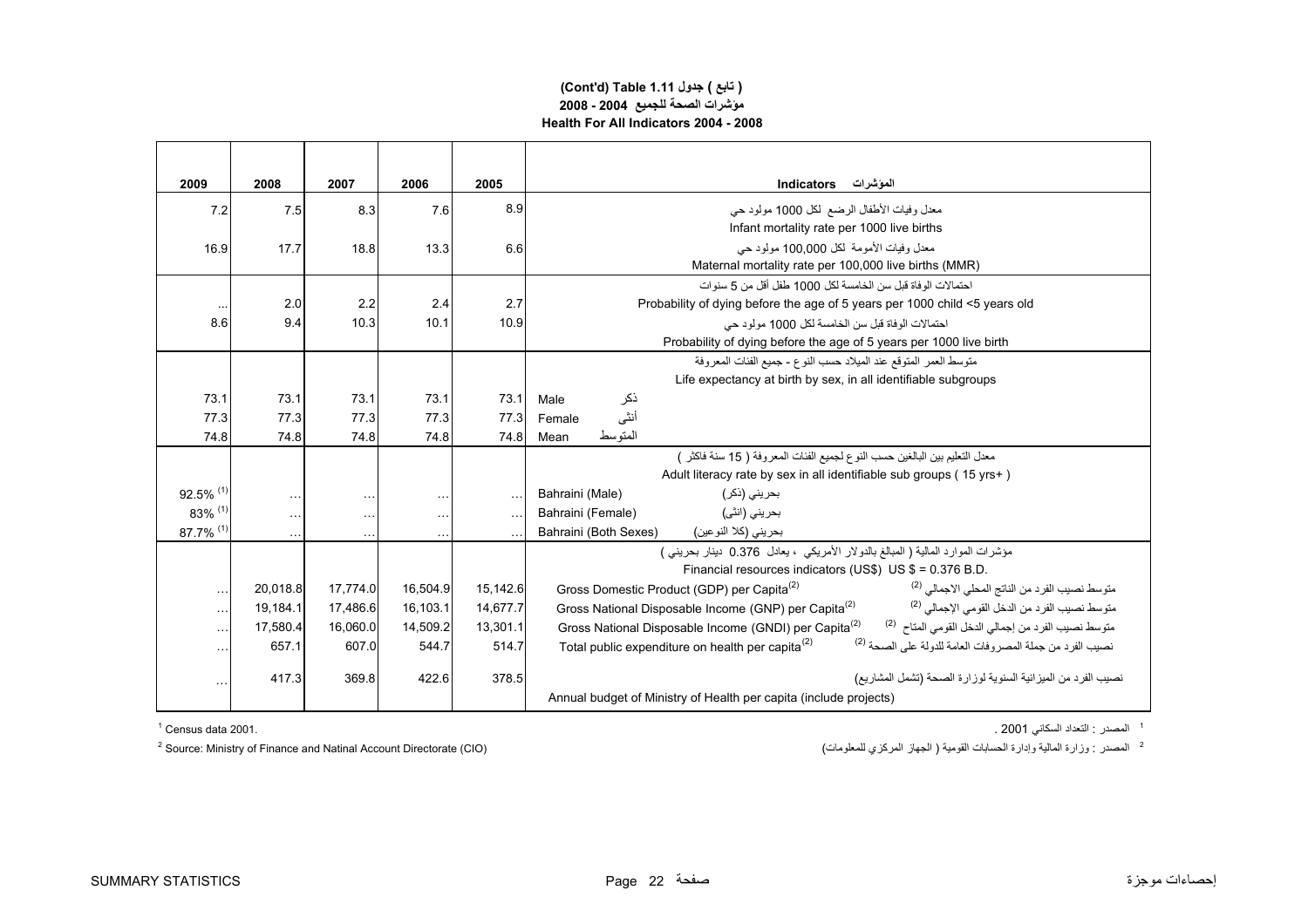**(Cont'd) Table 1.11 جدول ( تابع )**

**مؤشرات الصحة للجميع 2004 - 2008**

**Health For All Indicators 2004 - 2008**

| 2009 | 2008 | 2007 | 2006 | 2005 | Indicators المؤشرات |
|---|---|---|---|---|---|
| 7.2 | 7.5 | 8.3 | 7.6 | 8.9 | معدل وفيات الأطفال الرضع لكل 1000 مولود حي<br>Infant mortality rate per 1000 live births |
| 16.9 | 17.7 | 18.8 | 13.3 | 6.6 | معدل وفيات الأمومة لكل 100,000 مولود حي<br>Maternal mortality rate per 100,000 live births (MMR) |
| | | | | | احتمالات الوفاة قبل سن الخامسة لكل 1000 طفل أقل من 5 سنوات |
| ... | 2.0 | 2.2 | 2.4 | 2.7 | Probability of dying before the age of 5 years per 1000 child <5 years old |
| 8.6 | 9.4 | 10.3 | 10.1 | 10.9 | احتمالات الوفاة قبل سن الخامسة لكل 1000 مولود حي<br>Probability of dying before the age of 5 years per 1000 live birth |
| | | | | | متوسط العمر المتوقع عند الميلاد حسب النوع - جميع الفئات المعروفة<br>Life expectancy at birth by sex, in all identifiable subgroups |
| 73.1 | 73.1 | 73.1 | 73.1 | 73.1 | Male ذكر |
| 77.3 | 77.3 | 77.3 | 77.3 | 77.3 | Female أنثى |
| 74.8 | 74.8 | 74.8 | 74.8 | 74.8 | Mean المتوسط |
| | | | | | معدل التعليم بين البالغين حسب النوع لجميع الفئات المعروفة ( 15 سنة فاكثر )<br>Adult literacy rate by sex in all identifiable sub groups ( 15 yrs+ ) |
| 92.5% [1] | ... | ... | ... | ... | Bahraini (Male) بحريني (ذكر) |
| 83% [1] | ... | ... | ... | ... | Bahraini (Female) بحريني (انثى) |
| 87.7% [1] | ... | ... | ... | ... | Bahraini (Both Sexes) بحريني (كلا النوعين) |
| | | | | | مؤشرات الموارد المالية ( المبالغ بالدولار الأمريكي ، يعادل 0.376 دينار بحريني )<br>Financial resources indicators (US$) US $ = 0.376 B.D. |
| ... | 20,018.8 | 17,774.0 | 16,504.9 | 15,142.6 | Gross Domestic Product (GDP) per Capita[2] متوسط نصيب الفرد من الناتج المحلي الاجمالي [2] |
| ... | 19,184.1 | 17,486.6 | 16,103.1 | 14,677.7 | Gross National Disposable Income (GNP) per Capita[2] متوسط نصيب الفرد من الدخل القومي الإجمالي [2] |
| ... | 17,580.4 | 16,060.0 | 14,509.2 | 13,301.1 | Gross National Disposable Income (GNDI) per Capita[2] متوسط نصيب الفرد من إجمالي الدخل القومي المتاح [2] |
| ... | 657.1 | 607.0 | 544.7 | 514.7 | Total public expenditure on health per capita[2] نصيب الفرد من جملة المصروفات العامة للدولة على الصحة [2] |
| ... | 417.3 | 369.8 | 422.6 | 378.5 | نصيب الفرد من الميزانية السنوية لوزارة الصحة (تشمل المشاريع)<br>Annual budget of Ministry of Health per capita (include projects) |

[1] Census data 2001. — [1] المصدر : التعداد السكاني 2001 .

[2] Source: Ministry of Finance and Natinal Account Directorate (CIO) — [2] المصدر : وزارة المالية وإدارة الحسابات القومية ( الجهاز المركزي للمعلومات)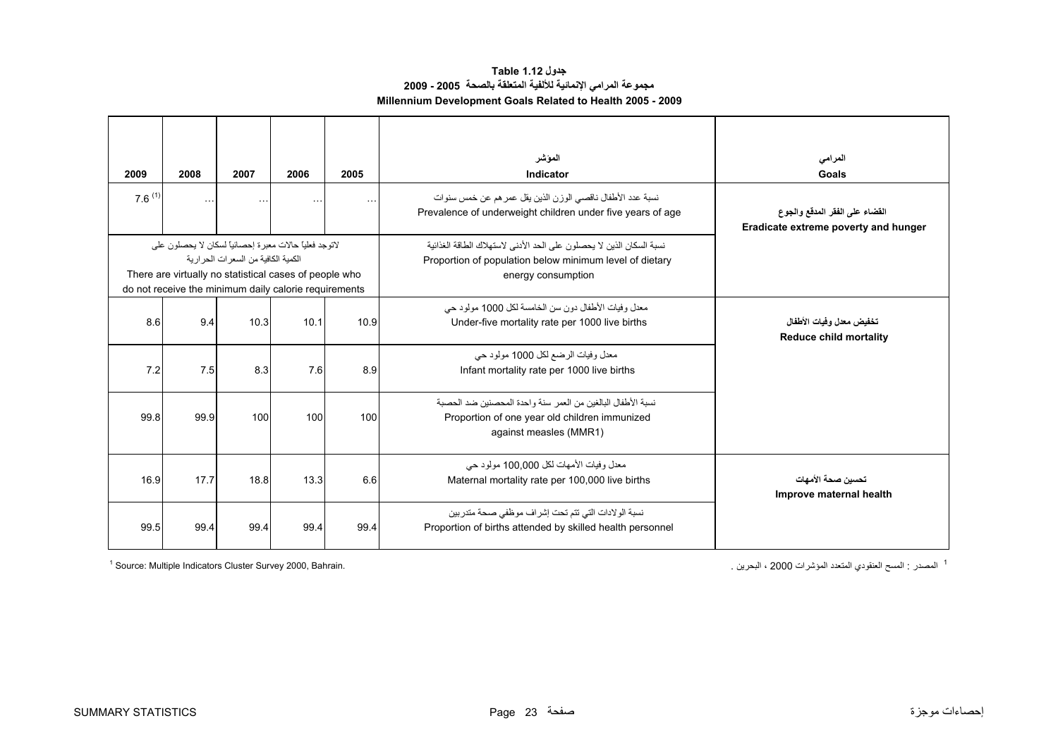# جدول Table 1.12

## مجموعة المرامي الإنمائية للألفية المتعلقة بالصحة 2005 - 2009

## Millennium Development Goals Related to Health 2005 - 2009

| 2009 | 2008 | 2007 | 2006 | 2005 | المؤشر Indicator | المرامي Goals |
|---|---|---|---|---|---|---|
| 7.6 [(1)] | ... | ... | ... | ... | نسبة عدد الأطفال ناقصي الوزن الذين يقل عمرهم عن خمس سنوات Prevalence of underweight children under five years of age | القضاء على الفقر المدقع والجوع Eradicate extreme poverty and hunger |
| لاتوجد فعلياً حالات معبرة إحصائياً لسكان لا يحصلون على الكمية الكافية من السعرات الحرارية There are virtually no statistical cases of people who do not receive the minimum daily calorie requirements | | | | | نسبة السكان الذين لا يحصلون على الحد الأدنى لاستهلاك الطاقة الغذائية Proportion of population below minimum level of dietary energy consumption | |
| 8.6 | 9.4 | 10.3 | 10.1 | 10.9 | معدل وفيات الأطفال دون سن الخامسة لكل 1000 مولود حي Under-five mortality rate per 1000 live births | تخفيض معدل وفيات الأطفال Reduce child mortality |
| 7.2 | 7.5 | 8.3 | 7.6 | 8.9 | معدل وفيات الرضع لكل 1000 مولود حي Infant mortality rate per 1000 live births | |
| 99.8 | 99.9 | 100 | 100 | 100 | نسبة الأطفال البالغين من العمر سنة واحدة المحصنين ضد الحصبة Proportion of one year old children immunized against measles (MMR1) | |
| 16.9 | 17.7 | 18.8 | 13.3 | 6.6 | معدل وفيات الأمهات لكل 100,000 مولود حي Maternal mortality rate per 100,000 live births | تحسين صحة الأمهات Improve maternal health |
| 99.5 | 99.4 | 99.4 | 99.4 | 99.4 | نسبة الولادات التي تتم تحت إشراف موظفي صحة متدربين Proportion of births attended by skilled health personnel | |

[1] Source: Multiple Indicators Cluster Survey 2000, Bahrain.

[1] المصدر : المسح العنقودي المتعدد المؤشرات 2000 ، البحرين .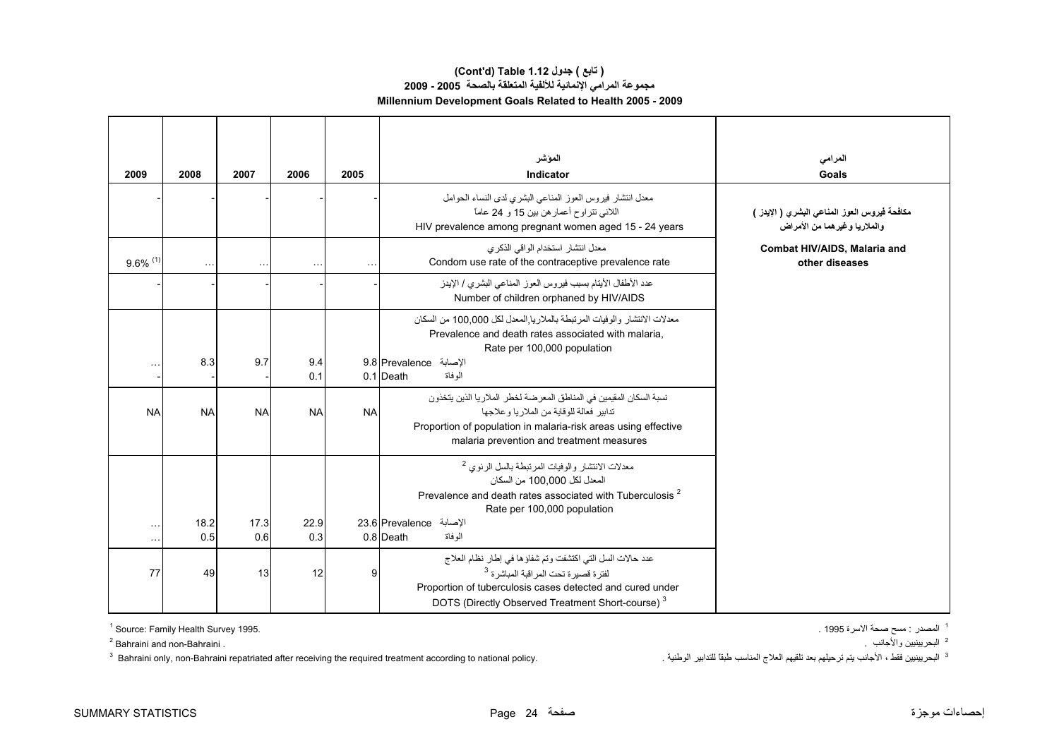# (Cont'd) Table 1.12 جدول ( تابع )

## مجموعة المرامي الإنمائية للألفية المتعلقة بالصحة 2005 - 2009

## Millennium Development Goals Related to Health 2005 - 2009

| 2009 | 2008 | 2007 | 2006 | 2005 | المؤشر Indicator | المرامي Goals |
|---|---|---|---|---|---|---|
| - | - | - | - | - | معدل انتشار فيروس العوز المناعي البشري لدى النساء الحوامل اللاتي تتراوح أعمارهن بين 15 و 24 عاماً HIV prevalence among pregnant women aged 15 - 24 years | مكافحة فيروس العوز المناعي البشري ( الإيدز ) والملاريا وغيرهما من الأمراض Combat HIV/AIDS, Malaria and other diseases |
| 9.6% [1] | … | … | … | … | معدل انتشار استخدام الواقي الذكري Condom use rate of the contraceptive prevalence rate | |
| - | - | - | - | - | عدد الأطفال الأيتام بسبب فيروس العوز المناعي البشري / الإيدز Number of children orphaned by HIV/AIDS | |
| | | | | | معدلات الانتشار والوفيات المرتبطة بالملاريا,المعدل لكل 100,000 من السكان Prevalence and death rates associated with malaria, Rate per 100,000 population | |
| … | 8.3 | 9.7 | 9.4 | 9.8 | Prevalence الإصابة | |
| - | - | - | 0.1 | 0.1 | Death الوفاة | |
| NA | NA | NA | NA | NA | نسبة السكان المقيمين في المناطق المعرضة لخطر الملاريا الذين يتخذون تدابير فعالة للوقاية من الملاريا وعلاجها Proportion of population in malaria-risk areas using effective malaria prevention and treatment measures | |
| | | | | | معدلات الانتشار والوفيات المرتبطة بالسل الرئوي [2] المعدل لكل 100,000 من السكان Prevalence and death rates associated with Tuberculosis [2] Rate per 100,000 population | |
| … | 18.2 | 17.3 | 22.9 | 23.6 | Prevalence الإصابة | |
| … | 0.5 | 0.6 | 0.3 | 0.8 | Death الوفاة | |
| 77 | 49 | 13 | 12 | 9 | عدد حالات السل التي اكتشفت وتم شفاؤها في إطار نظام العلاج لفترة قصيرة تحت المراقبة المباشرة [3] Proportion of tuberculosis cases detected and cured under DOTS (Directly Observed Treatment Short-course) [3] | |

[1] Source: Family Health Survey 1995. — [1] المصدر : مسح صحة الاسرة 1995 .

[2] Bahraini and non-Bahraini . — [2] البحرينيين والأجانب .

[3] Bahraini only, non-Bahraini repatriated after receiving the required treatment according to national policy. — [3] البحرينيين فقط ، الأجانب يتم ترحيلهم بعد تلقيهم العلاج المناسب طبقاً للتدابير الوطنية .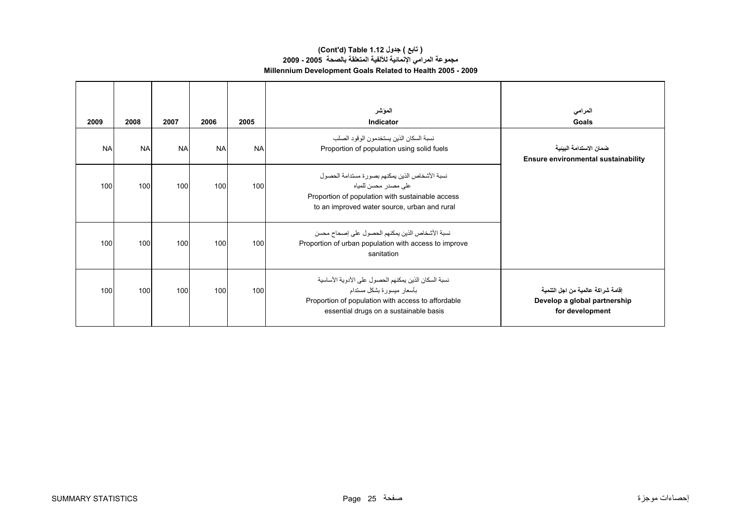# (Cont'd) Table 1.12 جدول ( تابع )

## مجموعة المرامي الإنمائية للألفية المتعلقة بالصحة 2005 - 2009

## Millennium Development Goals Related to Health 2005 - 2009

| 2009 | 2008 | 2007 | 2006 | 2005 | المؤشر<br>Indicator | المرامي<br>Goals |
|---|---|---|---|---|---|---|
| NA | NA | NA | NA | NA | نسبة السكان الذين يستخدمون الوقود الصلب<br>Proportion of population using solid fuels | **ضمان الاستدامة البيئية**<br>**Ensure environmental sustainability** |
| 100 | 100 | 100 | 100 | 100 | نسبة الأشخاص الذين يمكنهم بصورة مستدامة الحصول على مصدر محسن للمياه<br>Proportion of population with sustainable access to an improved water source, urban and rural | |
| 100 | 100 | 100 | 100 | 100 | نسبة الأشخاص الذين يمكنهم الحصول على إصحاح محسن<br>Proportion of urban population with access to improve sanitation | |
| 100 | 100 | 100 | 100 | 100 | نسبة السكان الذين يمكنهم الحصول على الأدوية الأساسية بأسعار ميسورة بشكل مستدام<br>Proportion of population with access to affordable essential drugs on a sustainable basis | **إقامة شراكة عالمية من اجل التنمية**<br>**Develop a global partnership for development** |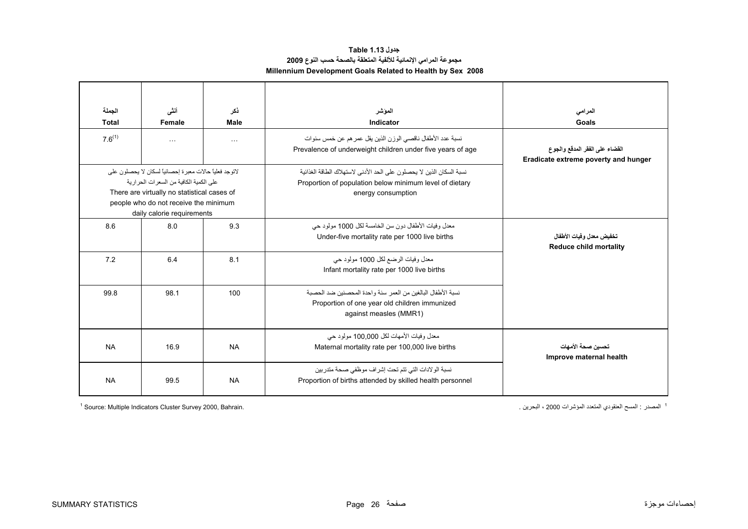**جدول Table 1.13**

**مجموعة المرامي الإنمائية للألفية المتعلقة بالصحة حسب النوع 2009**

**Millennium Development Goals Related to Health by Sex 2008**

| الجملة<br>Total | أنثى<br>Female | ذكر<br>Male | المؤشر<br>Indicator | المرامي<br>Goals |
|---|---|---|---|---|
| 7.6[1] | ... | ... | نسبة عدد الأطفال ناقصي الوزن الذين يقل عمرهم عن خمس سنوات<br>Prevalence of underweight children under five years of age | القضاء على الفقر المدقع والجوع<br>Eradicate extreme poverty and hunger |
| لاتوجد فعلياً حالات معبرة إحصائياً لسكان لا يحصلون على على الكمية الكافية من السعرات الحرارية<br>There are virtually no statistical cases of people who do not receive the minimum daily calorie requirements | | | نسبة السكان الذين لا يحصلون على الحد الأدنى لاستهلاك الطاقة الغذائية<br>Proportion of population below minimum level of dietary energy consumption | |
| 8.6 | 8.0 | 9.3 | معدل وفيات الأطفال دون سن الخامسة لكل 1000 مولود حي<br>Under-five mortality rate per 1000 live births | تخفيض معدل وفيات الأطفال<br>Reduce child mortality |
| 7.2 | 6.4 | 8.1 | معدل وفيات الرضع لكل 1000 مولود حي<br>Infant mortality rate per 1000 live births | |
| 99.8 | 98.1 | 100 | نسبة الأطفال البالغين من العمر سنة واحدة المحصنين ضد الحصبة<br>Proportion of one year old children immunized against measles (MMR1) | |
| NA | 16.9 | NA | معدل وفيات الأمهات لكل 100,000 مولود حي<br>Maternal mortality rate per 100,000 live births | تحسين صحة الأمهات<br>Improve maternal health |
| NA | 99.5 | NA | نسبة الولادات التي تتم تحت إشراف موظفي صحة متدربين<br>Proportion of births attended by skilled health personnel | |

[1] Source: Multiple Indicators Cluster Survey 2000, Bahrain.

[1] المصدر : المسح العنقودي المتعدد المؤشرات 2000 ، البحرين .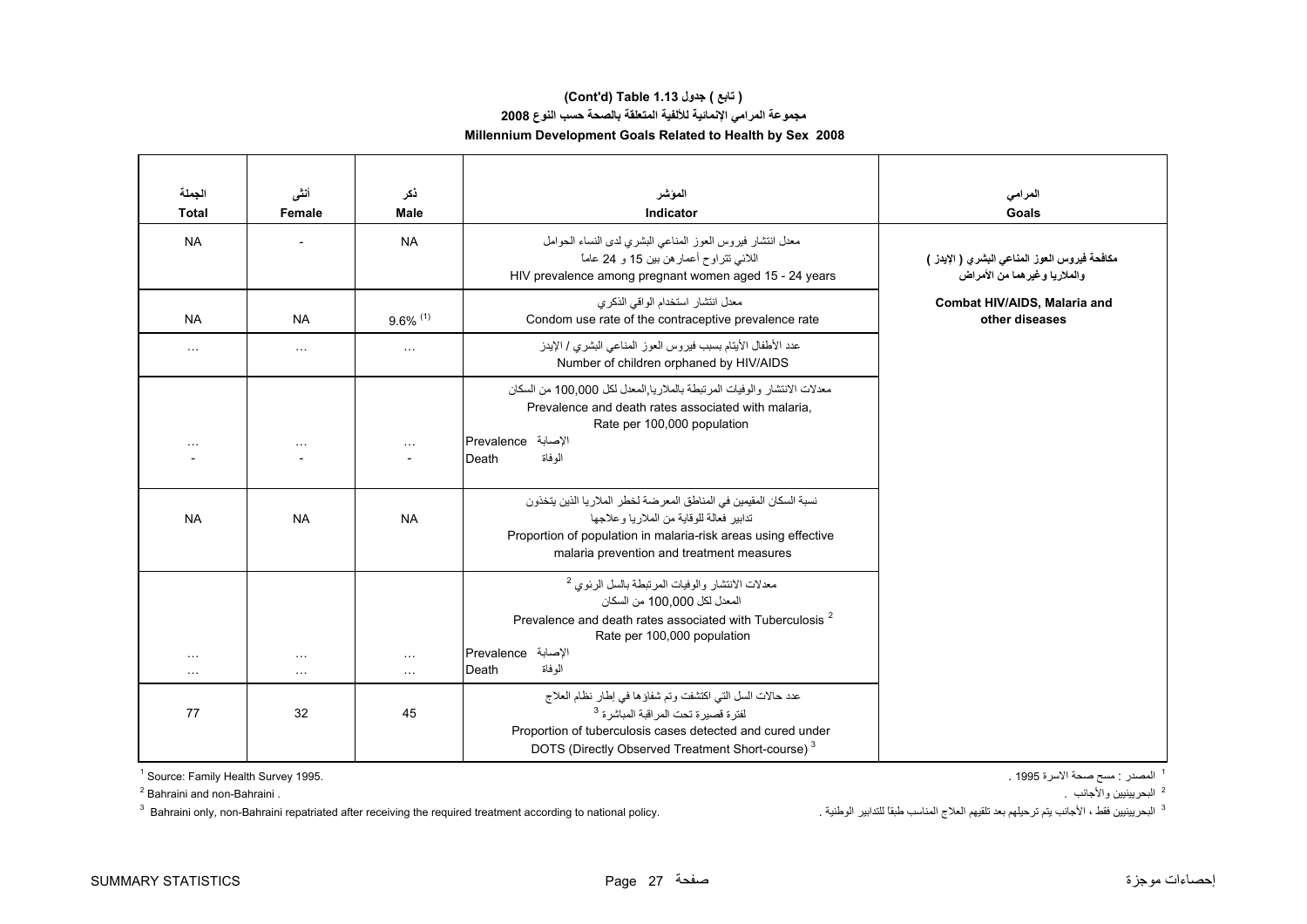**( تابع ) جدول 1.13 (Cont'd) Table**

**مجموعة المرامي الإنمائية للألفية المتعلقة بالصحة حسب النوع 2008**

**Millennium Development Goals Related to Health by Sex 2008**

| الجملة<br>Total | أنثى<br>Female | ذكر<br>Male | المؤشر<br>Indicator | المرامي<br>Goals |
|---|---|---|---|---|
| NA | - | NA | معدل انتشار فيروس العوز المناعي البشري لدى النساء الحوامل اللاتي تتراوح أعمارهن بين 15 و 24 عاماً<br>HIV prevalence among pregnant women aged 15 - 24 years | مكافحة فيروس العوز المناعي البشري ( الإيدز ) والملاريا وغيرهما من الأمراض<br>Combat HIV/AIDS, Malaria and other diseases |
| NA | NA | 9.6% (1) | معدل انتشار استخدام الواقي الذكري<br>Condom use rate of the contraceptive prevalence rate | |
| ... | ... | ... | عدد الأطفال الأيتام بسبب فيروس العوز المناعي البشري / الإيدز<br>Number of children orphaned by HIV/AIDS | |
| | | | معدلات الانتشار والوفيات المرتبطة بالملاريا,المعدل لكل 100,000 من السكان<br>Prevalence and death rates associated with malaria, Rate per 100,000 population | |
| ... | ... | ... | Prevalence الإصابة | |
| - | - | - | Death الوفاة | |
| NA | NA | NA | نسبة السكان المقيمين في المناطق المعرضة لخطر الملاريا الذين يتخذون تدابير فعالة للوقاية من الملاريا وعلاجها<br>Proportion of population in malaria-risk areas using effective malaria prevention and treatment measures | |
| | | | معدلات الانتشار والوفيات المرتبطة بالسل الرئوي 2 المعدل لكل 100,000 من السكان<br>Prevalence and death rates associated with Tuberculosis 2 Rate per 100,000 population | |
| ... | ... | ... | Prevalence الإصابة | |
| ... | ... | ... | Death الوفاة | |
| 77 | 32 | 45 | عدد حالات السل التي اكتشفت وتم شفاؤها في إطار نظام العلاج لفترة قصيرة تحت المراقبة المباشرة 3<br>Proportion of tuberculosis cases detected and cured under DOTS (Directly Observed Treatment Short-course) 3 | |

1 Source: Family Health Survey 1995.

2 Bahraini and non-Bahraini .

3 Bahraini only, non-Bahraini repatriated after receiving the required treatment according to national policy.

1 المصدر : مسح صحة الاسرة 1995 .

2 البحرينيين والأجانب .

3 البحرينيين فقط ، الأجانب يتم ترحيلهم بعد تلقيهم العلاج المناسب طبقاً للتدابير الوطنية .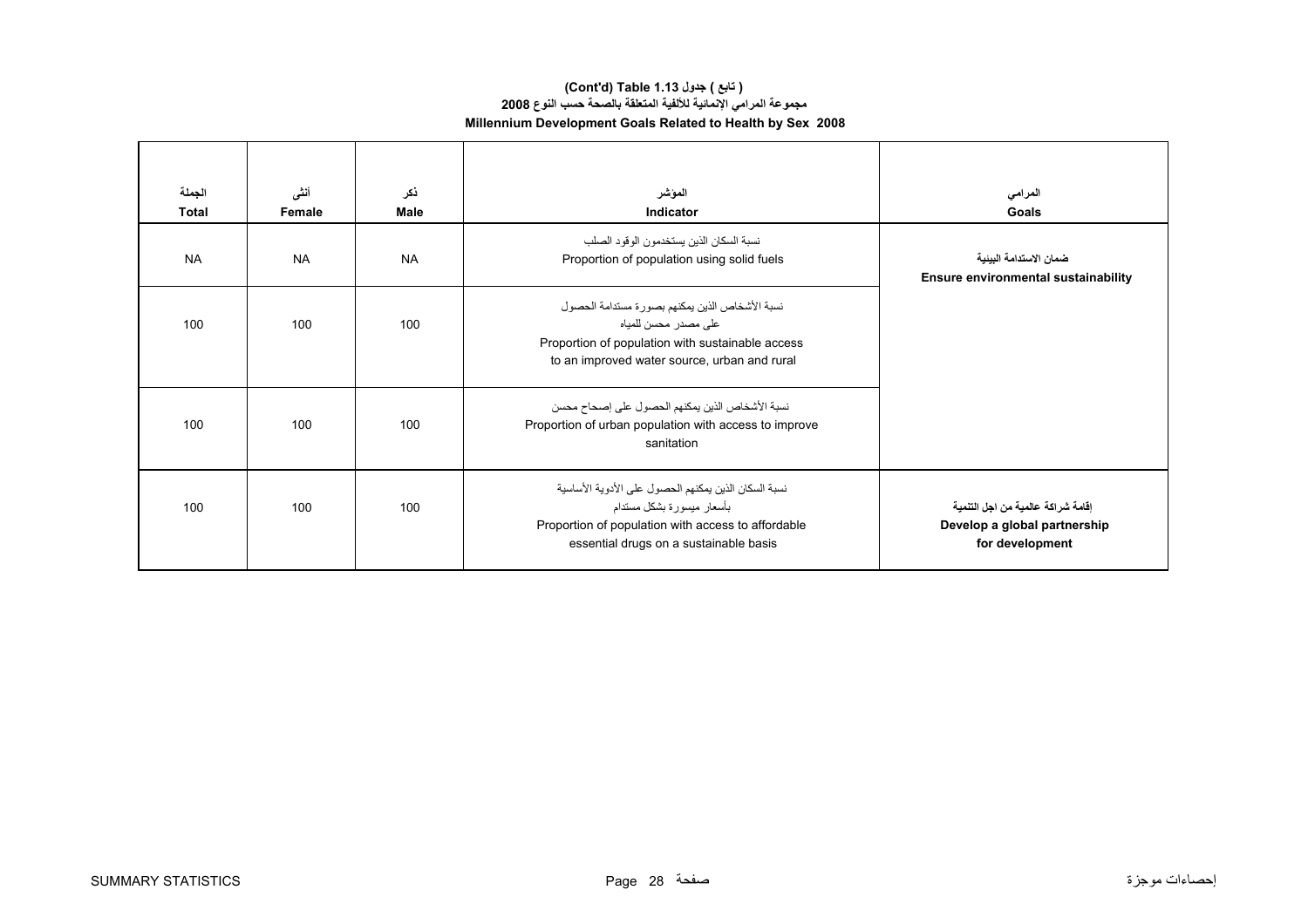**(Cont'd) Table 1.13 ( تابع ) جدول**

**مجموعة المرامي الإنمائية للألفية المتعلقة بالصحة حسب النوع 2008**

**Millennium Development Goals Related to Health by Sex 2008**

| الجملة<br>**Total** | أنثى<br>**Female** | ذكر<br>**Male** | المؤشر<br>**Indicator** | المرامي<br>**Goals** |
|---|---|---|---|---|
| NA | NA | NA | نسبة السكان الذين يستخدمون الوقود الصلب<br>Proportion of population using solid fuels | **ضمان الاستدامة البيئية**<br>**Ensure environmental sustainability** |
| 100 | 100 | 100 | نسبة الأشخاص الذين يمكنهم بصورة مستدامة الحصول على مصدر محسن للمياه<br>Proportion of population with sustainable access to an improved water source, urban and rural | |
| 100 | 100 | 100 | نسبة الأشخاص الذين يمكنهم الحصول على إصحاح محسن<br>Proportion of urban population with access to improve sanitation | |
| 100 | 100 | 100 | نسبة السكان الذين يمكنهم الحصول على الأدوية الأساسية بأسعار ميسورة بشكل مستدام<br>Proportion of population with access to affordable essential drugs on a sustainable basis | **إقامة شراكة عالمية من اجل التنمية**<br>**Develop a global partnership for development** |